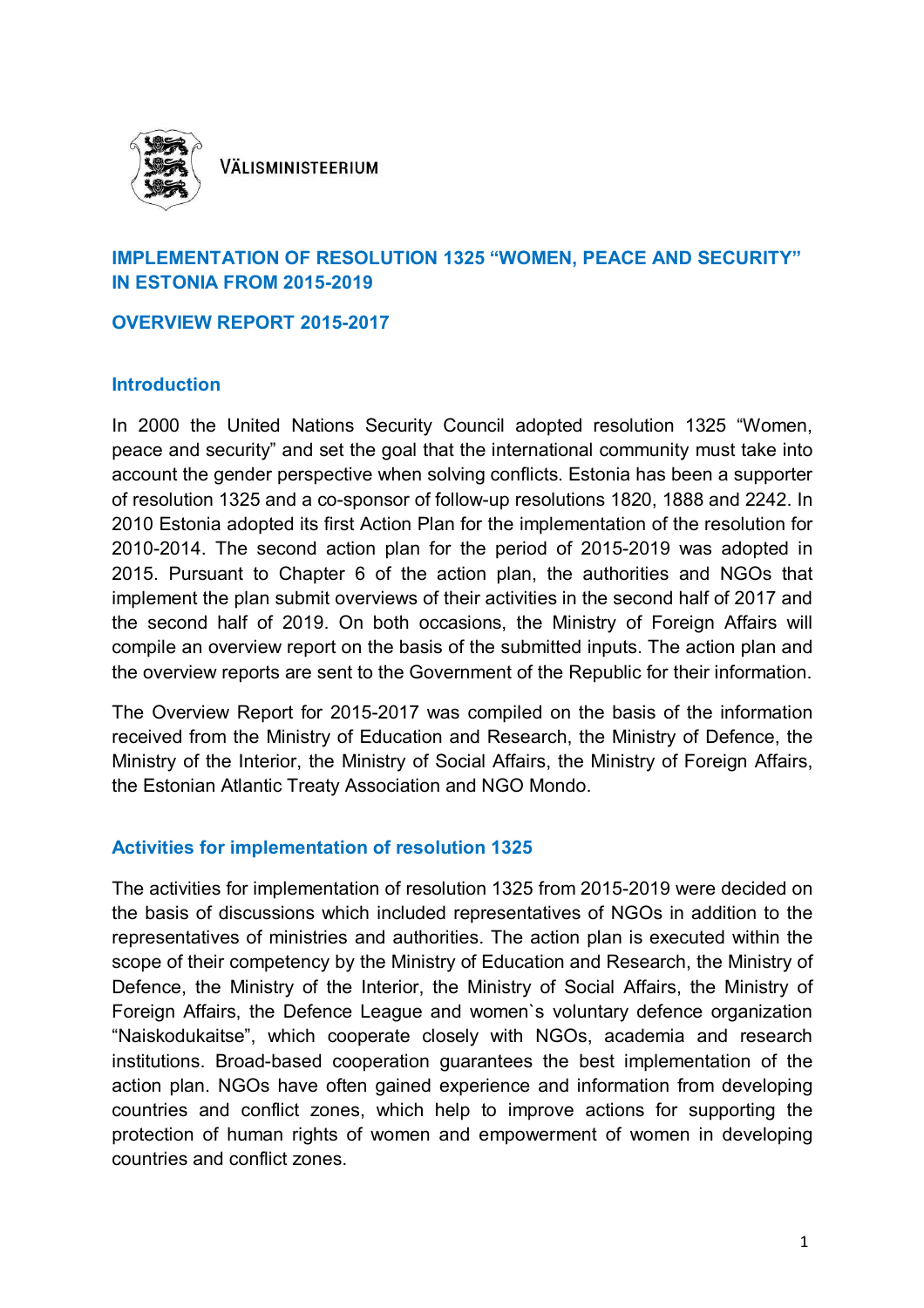VÄLISMINISTEERIUM

# IMPLEMENTATION OF RESOLUTION 1325 "WOMEN, PEACE AND SECURITY" IN ESTONIA FROM 2015-2019

## OVERVIEW REPORT 2015-2017

### Introduction

In 2000 the United Nations Security Council adopted resolution 1325 "Women, peace and security" and set the goal that the international community must take into account the gender perspective when solving conflicts. Estonia has been a supporter of resolution 1325 and a co-sponsor of follow-up resolutions 1820, 1888 and 2242. In 2010 Estonia adopted its first Action Plan for the implementation of the resolution for 2010-2014. The second action plan for the period of 2015-2019 was adopted in 2015. Pursuant to Chapter 6 of the action plan, the authorities and NGOs that implement the plan submit overviews of their activities in the second half of 2017 and the second half of 2019. On both occasions, the Ministry of Foreign Affairs will compile an overview report on the basis of the submitted inputs. The action plan and the overview reports are sent to the Government of the Republic for their information.

The Overview Report for 2015-2017 was compiled on the basis of the information received from the Ministry of Education and Research, the Ministry of Defence, the Ministry of the Interior, the Ministry of Social Affairs, the Ministry of Foreign Affairs, the Estonian Atlantic Treaty Association and NGO Mondo.

### Activities for implementation of resolution 1325

The activities for implementation of resolution 1325 from 2015-2019 were decided on the basis of discussions which included representatives of NGOs in addition to the representatives of ministries and authorities. The action plan is executed within the scope of their competency by the Ministry of Education and Research, the Ministry of Defence, the Ministry of the Interior, the Ministry of Social Affairs, the Ministry of Foreign Affairs, the Defence League and women`s voluntary defence organization "Naiskodukaitse", which cooperate closely with NGOs, academia and research institutions. Broad-based cooperation guarantees the best implementation of the action plan. NGOs have often gained experience and information from developing countries and conflict zones, which help to improve actions for supporting the protection of human rights of women and empowerment of women in developing countries and conflict zones.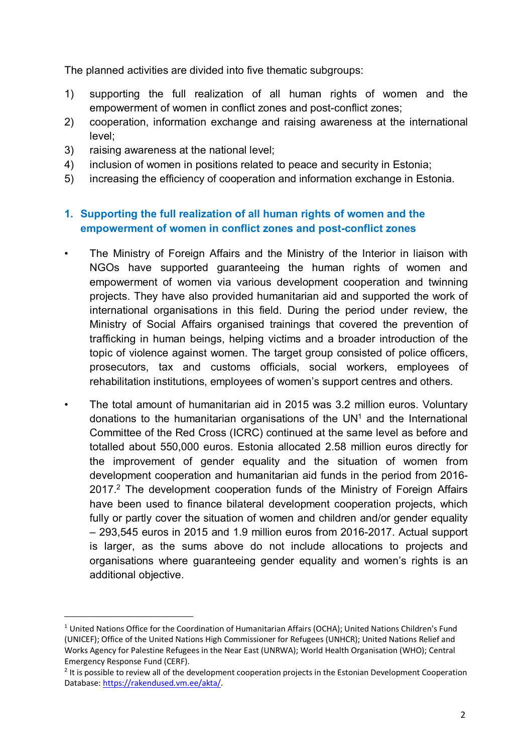The planned activities are divided into five thematic subgroups:

1) supporting the full realization of all human rights of women and the empowerment of women in conflict zones and post-conflict zones;
2) cooperation, information exchange and raising awareness at the international level;
3) raising awareness at the national level;
4) inclusion of women in positions related to peace and security in Estonia;
5) increasing the efficiency of cooperation and information exchange in Estonia.

## 1. Supporting the full realization of all human rights of women and the empowerment of women in conflict zones and post-conflict zones

- The Ministry of Foreign Affairs and the Ministry of the Interior in liaison with NGOs have supported guaranteeing the human rights of women and empowerment of women via various development cooperation and twinning projects. They have also provided humanitarian aid and supported the work of international organisations in this field. During the period under review, the Ministry of Social Affairs organised trainings that covered the prevention of trafficking in human beings, helping victims and a broader introduction of the topic of violence against women. The target group consisted of police officers, prosecutors, tax and customs officials, social workers, employees of rehabilitation institutions, employees of women's support centres and others.
- The total amount of humanitarian aid in 2015 was 3.2 million euros. Voluntary donations to the humanitarian organisations of the UN[1] and the International Committee of the Red Cross (ICRC) continued at the same level as before and totalled about 550,000 euros. Estonia allocated 2.58 million euros directly for the improvement of gender equality and the situation of women from development cooperation and humanitarian aid funds in the period from 2016-2017.[2] The development cooperation funds of the Ministry of Foreign Affairs have been used to finance bilateral development cooperation projects, which fully or partly cover the situation of women and children and/or gender equality – 293,545 euros in 2015 and 1.9 million euros from 2016-2017. Actual support is larger, as the sums above do not include allocations to projects and organisations where guaranteeing gender equality and women's rights is an additional objective.

---

[1] United Nations Office for the Coordination of Humanitarian Affairs (OCHA); United Nations Children's Fund (UNICEF); Office of the United Nations High Commissioner for Refugees (UNHCR); United Nations Relief and Works Agency for Palestine Refugees in the Near East (UNRWA); World Health Organisation (WHO); Central Emergency Response Fund (CERF).

[2] It is possible to review all of the development cooperation projects in the Estonian Development Cooperation Database: https://rakendused.vm.ee/akta/.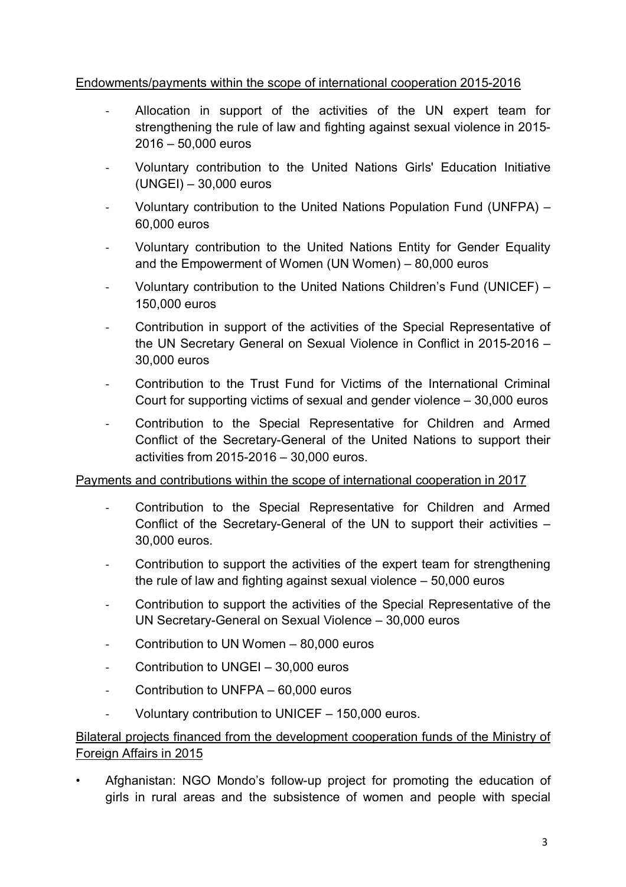Endowments/payments within the scope of international cooperation 2015-2016

- Allocation in support of the activities of the UN expert team for strengthening the rule of law and fighting against sexual violence in 2015-2016 – 50,000 euros
- Voluntary contribution to the United Nations Girls' Education Initiative (UNGEI) – 30,000 euros
- Voluntary contribution to the United Nations Population Fund (UNFPA) – 60,000 euros
- Voluntary contribution to the United Nations Entity for Gender Equality and the Empowerment of Women (UN Women) – 80,000 euros
- Voluntary contribution to the United Nations Children's Fund (UNICEF) – 150,000 euros
- Contribution in support of the activities of the Special Representative of the UN Secretary General on Sexual Violence in Conflict in 2015-2016 – 30,000 euros
- Contribution to the Trust Fund for Victims of the International Criminal Court for supporting victims of sexual and gender violence – 30,000 euros
- Contribution to the Special Representative for Children and Armed Conflict of the Secretary-General of the United Nations to support their activities from 2015-2016 – 30,000 euros.

Payments and contributions within the scope of international cooperation in 2017

- Contribution to the Special Representative for Children and Armed Conflict of the Secretary-General of the UN to support their activities – 30,000 euros.
- Contribution to support the activities of the expert team for strengthening the rule of law and fighting against sexual violence – 50,000 euros
- Contribution to support the activities of the Special Representative of the UN Secretary-General on Sexual Violence – 30,000 euros
- Contribution to UN Women – 80,000 euros
- Contribution to UNGEI – 30,000 euros
- Contribution to UNFPA – 60,000 euros
- Voluntary contribution to UNICEF – 150,000 euros.

Bilateral projects financed from the development cooperation funds of the Ministry of Foreign Affairs in 2015

- Afghanistan: NGO Mondo's follow-up project for promoting the education of girls in rural areas and the subsistence of women and people with special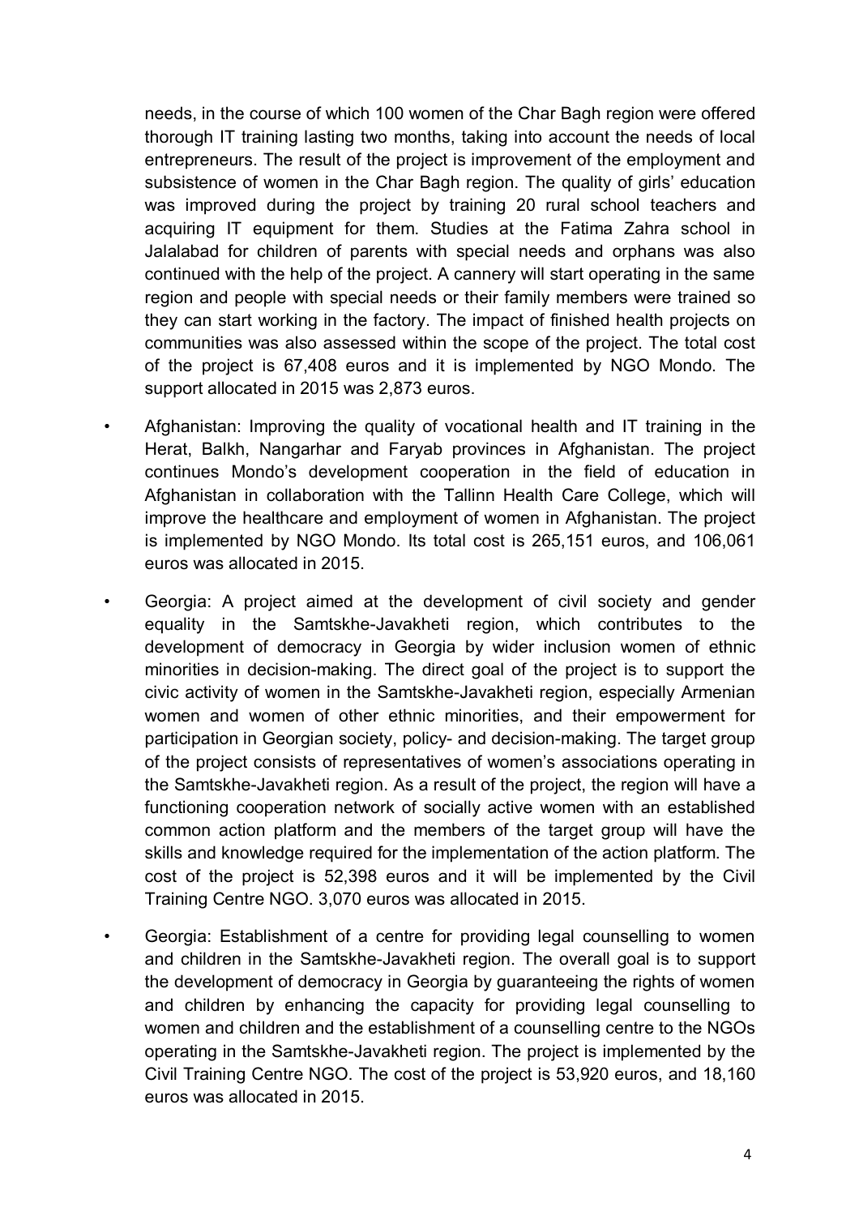needs, in the course of which 100 women of the Char Bagh region were offered thorough IT training lasting two months, taking into account the needs of local entrepreneurs. The result of the project is improvement of the employment and subsistence of women in the Char Bagh region. The quality of girls' education was improved during the project by training 20 rural school teachers and acquiring IT equipment for them. Studies at the Fatima Zahra school in Jalalabad for children of parents with special needs and orphans was also continued with the help of the project. A cannery will start operating in the same region and people with special needs or their family members were trained so they can start working in the factory. The impact of finished health projects on communities was also assessed within the scope of the project. The total cost of the project is 67,408 euros and it is implemented by NGO Mondo. The support allocated in 2015 was 2,873 euros.

- Afghanistan: Improving the quality of vocational health and IT training in the Herat, Balkh, Nangarhar and Faryab provinces in Afghanistan. The project continues Mondo's development cooperation in the field of education in Afghanistan in collaboration with the Tallinn Health Care College, which will improve the healthcare and employment of women in Afghanistan. The project is implemented by NGO Mondo. Its total cost is 265,151 euros, and 106,061 euros was allocated in 2015.
- Georgia: A project aimed at the development of civil society and gender equality in the Samtskhe-Javakheti region, which contributes to the development of democracy in Georgia by wider inclusion women of ethnic minorities in decision-making. The direct goal of the project is to support the civic activity of women in the Samtskhe-Javakheti region, especially Armenian women and women of other ethnic minorities, and their empowerment for participation in Georgian society, policy- and decision-making. The target group of the project consists of representatives of women's associations operating in the Samtskhe-Javakheti region. As a result of the project, the region will have a functioning cooperation network of socially active women with an established common action platform and the members of the target group will have the skills and knowledge required for the implementation of the action platform. The cost of the project is 52,398 euros and it will be implemented by the Civil Training Centre NGO. 3,070 euros was allocated in 2015.
- Georgia: Establishment of a centre for providing legal counselling to women and children in the Samtskhe-Javakheti region. The overall goal is to support the development of democracy in Georgia by guaranteeing the rights of women and children by enhancing the capacity for providing legal counselling to women and children and the establishment of a counselling centre to the NGOs operating in the Samtskhe-Javakheti region. The project is implemented by the Civil Training Centre NGO. The cost of the project is 53,920 euros, and 18,160 euros was allocated in 2015.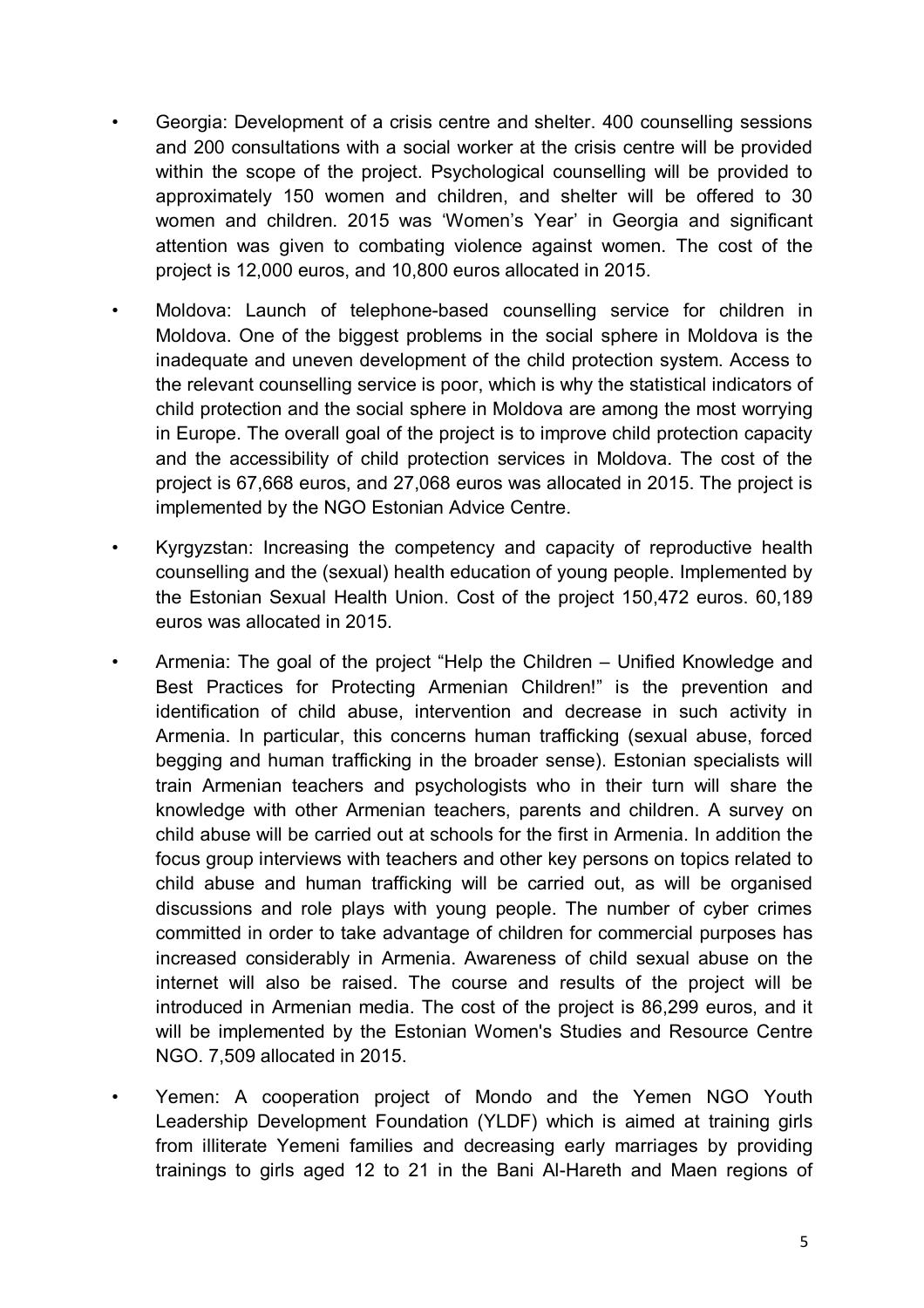- Georgia: Development of a crisis centre and shelter. 400 counselling sessions and 200 consultations with a social worker at the crisis centre will be provided within the scope of the project. Psychological counselling will be provided to approximately 150 women and children, and shelter will be offered to 30 women and children. 2015 was 'Women's Year' in Georgia and significant attention was given to combating violence against women. The cost of the project is 12,000 euros, and 10,800 euros allocated in 2015.

- Moldova: Launch of telephone-based counselling service for children in Moldova. One of the biggest problems in the social sphere in Moldova is the inadequate and uneven development of the child protection system. Access to the relevant counselling service is poor, which is why the statistical indicators of child protection and the social sphere in Moldova are among the most worrying in Europe. The overall goal of the project is to improve child protection capacity and the accessibility of child protection services in Moldova. The cost of the project is 67,668 euros, and 27,068 euros was allocated in 2015. The project is implemented by the NGO Estonian Advice Centre.

- Kyrgyzstan: Increasing the competency and capacity of reproductive health counselling and the (sexual) health education of young people. Implemented by the Estonian Sexual Health Union. Cost of the project 150,472 euros. 60,189 euros was allocated in 2015.

- Armenia: The goal of the project "Help the Children – Unified Knowledge and Best Practices for Protecting Armenian Children!" is the prevention and identification of child abuse, intervention and decrease in such activity in Armenia. In particular, this concerns human trafficking (sexual abuse, forced begging and human trafficking in the broader sense). Estonian specialists will train Armenian teachers and psychologists who in their turn will share the knowledge with other Armenian teachers, parents and children. A survey on child abuse will be carried out at schools for the first in Armenia. In addition the focus group interviews with teachers and other key persons on topics related to child abuse and human trafficking will be carried out, as will be organised discussions and role plays with young people. The number of cyber crimes committed in order to take advantage of children for commercial purposes has increased considerably in Armenia. Awareness of child sexual abuse on the internet will also be raised. The course and results of the project will be introduced in Armenian media. The cost of the project is 86,299 euros, and it will be implemented by the Estonian Women's Studies and Resource Centre NGO. 7,509 allocated in 2015.

- Yemen: A cooperation project of Mondo and the Yemen NGO Youth Leadership Development Foundation (YLDF) which is aimed at training girls from illiterate Yemeni families and decreasing early marriages by providing trainings to girls aged 12 to 21 in the Bani Al-Hareth and Maen regions of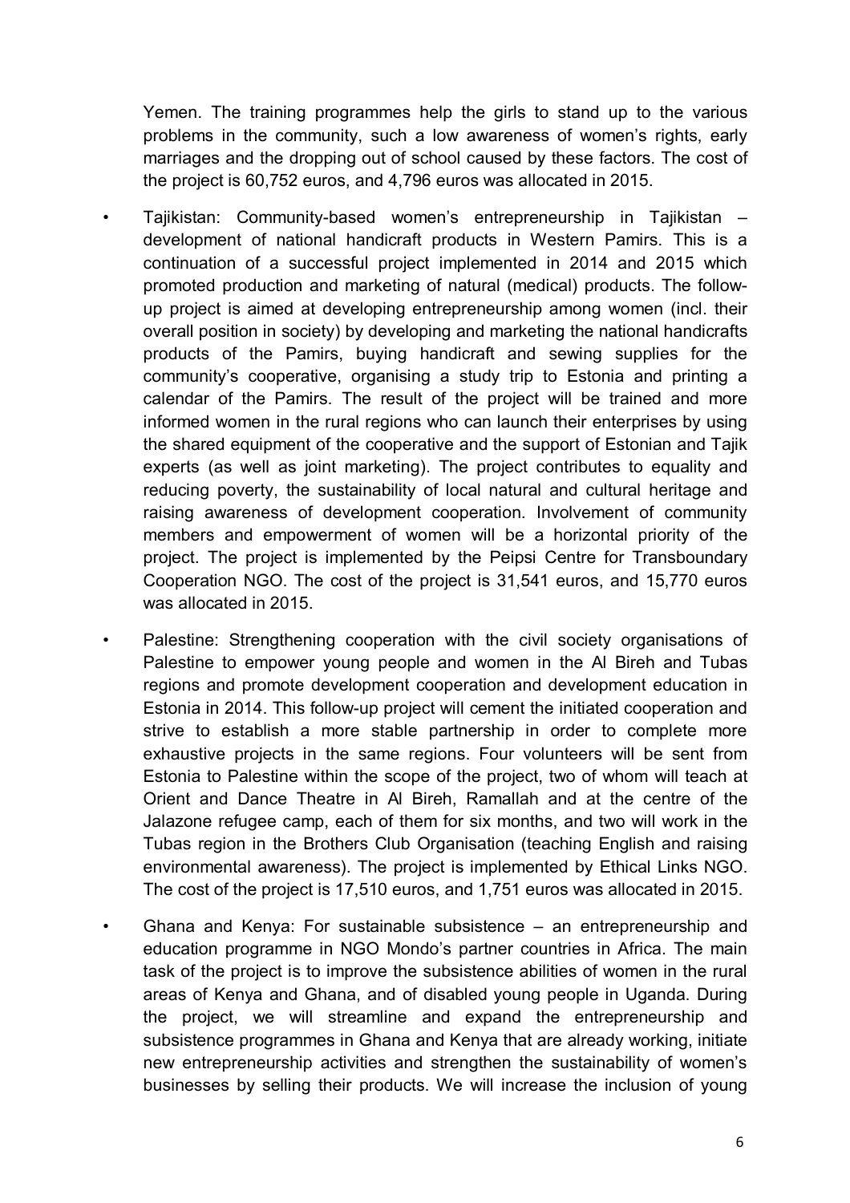Yemen. The training programmes help the girls to stand up to the various problems in the community, such a low awareness of women's rights, early marriages and the dropping out of school caused by these factors. The cost of the project is 60,752 euros, and 4,796 euros was allocated in 2015.

- Tajikistan: Community-based women's entrepreneurship in Tajikistan – development of national handicraft products in Western Pamirs. This is a continuation of a successful project implemented in 2014 and 2015 which promoted production and marketing of natural (medical) products. The follow-up project is aimed at developing entrepreneurship among women (incl. their overall position in society) by developing and marketing the national handicrafts products of the Pamirs, buying handicraft and sewing supplies for the community's cooperative, organising a study trip to Estonia and printing a calendar of the Pamirs. The result of the project will be trained and more informed women in the rural regions who can launch their enterprises by using the shared equipment of the cooperative and the support of Estonian and Tajik experts (as well as joint marketing). The project contributes to equality and reducing poverty, the sustainability of local natural and cultural heritage and raising awareness of development cooperation. Involvement of community members and empowerment of women will be a horizontal priority of the project. The project is implemented by the Peipsi Centre for Transboundary Cooperation NGO. The cost of the project is 31,541 euros, and 15,770 euros was allocated in 2015.

- Palestine: Strengthening cooperation with the civil society organisations of Palestine to empower young people and women in the Al Bireh and Tubas regions and promote development cooperation and development education in Estonia in 2014. This follow-up project will cement the initiated cooperation and strive to establish a more stable partnership in order to complete more exhaustive projects in the same regions. Four volunteers will be sent from Estonia to Palestine within the scope of the project, two of whom will teach at Orient and Dance Theatre in Al Bireh, Ramallah and at the centre of the Jalazone refugee camp, each of them for six months, and two will work in the Tubas region in the Brothers Club Organisation (teaching English and raising environmental awareness). The project is implemented by Ethical Links NGO. The cost of the project is 17,510 euros, and 1,751 euros was allocated in 2015.

- Ghana and Kenya: For sustainable subsistence – an entrepreneurship and education programme in NGO Mondo's partner countries in Africa. The main task of the project is to improve the subsistence abilities of women in the rural areas of Kenya and Ghana, and of disabled young people in Uganda. During the project, we will streamline and expand the entrepreneurship and subsistence programmes in Ghana and Kenya that are already working, initiate new entrepreneurship activities and strengthen the sustainability of women's businesses by selling their products. We will increase the inclusion of young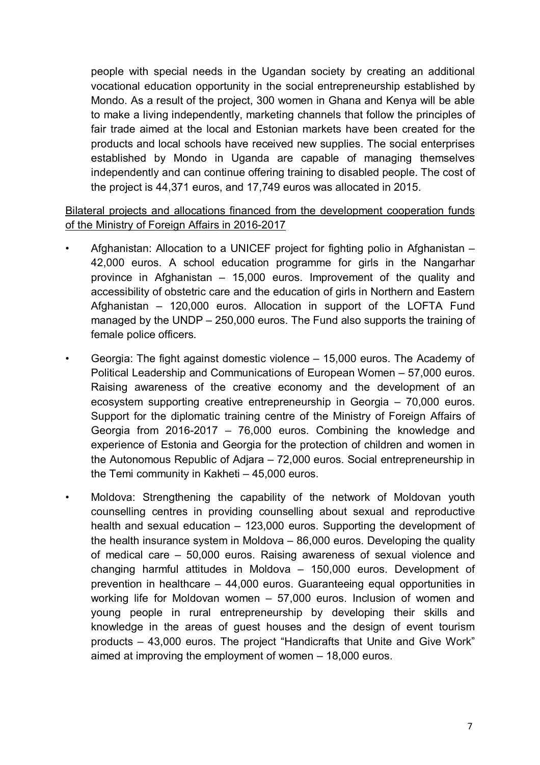people with special needs in the Ugandan society by creating an additional vocational education opportunity in the social entrepreneurship established by Mondo. As a result of the project, 300 women in Ghana and Kenya will be able to make a living independently, marketing channels that follow the principles of fair trade aimed at the local and Estonian markets have been created for the products and local schools have received new supplies. The social enterprises established by Mondo in Uganda are capable of managing themselves independently and can continue offering training to disabled people. The cost of the project is 44,371 euros, and 17,749 euros was allocated in 2015.

<u>Bilateral projects and allocations financed from the development cooperation funds of the Ministry of Foreign Affairs in 2016-2017</u>

- Afghanistan: Allocation to a UNICEF project for fighting polio in Afghanistan – 42,000 euros. A school education programme for girls in the Nangarhar province in Afghanistan – 15,000 euros. Improvement of the quality and accessibility of obstetric care and the education of girls in Northern and Eastern Afghanistan – 120,000 euros. Allocation in support of the LOFTA Fund managed by the UNDP – 250,000 euros. The Fund also supports the training of female police officers.
- Georgia: The fight against domestic violence – 15,000 euros. The Academy of Political Leadership and Communications of European Women – 57,000 euros. Raising awareness of the creative economy and the development of an ecosystem supporting creative entrepreneurship in Georgia – 70,000 euros. Support for the diplomatic training centre of the Ministry of Foreign Affairs of Georgia from 2016-2017 – 76,000 euros. Combining the knowledge and experience of Estonia and Georgia for the protection of children and women in the Autonomous Republic of Adjara – 72,000 euros. Social entrepreneurship in the Temi community in Kakheti – 45,000 euros.
- Moldova: Strengthening the capability of the network of Moldovan youth counselling centres in providing counselling about sexual and reproductive health and sexual education – 123,000 euros. Supporting the development of the health insurance system in Moldova – 86,000 euros. Developing the quality of medical care – 50,000 euros. Raising awareness of sexual violence and changing harmful attitudes in Moldova – 150,000 euros. Development of prevention in healthcare – 44,000 euros. Guaranteeing equal opportunities in working life for Moldovan women – 57,000 euros. Inclusion of women and young people in rural entrepreneurship by developing their skills and knowledge in the areas of guest houses and the design of event tourism products – 43,000 euros. The project "Handicrafts that Unite and Give Work" aimed at improving the employment of women – 18,000 euros.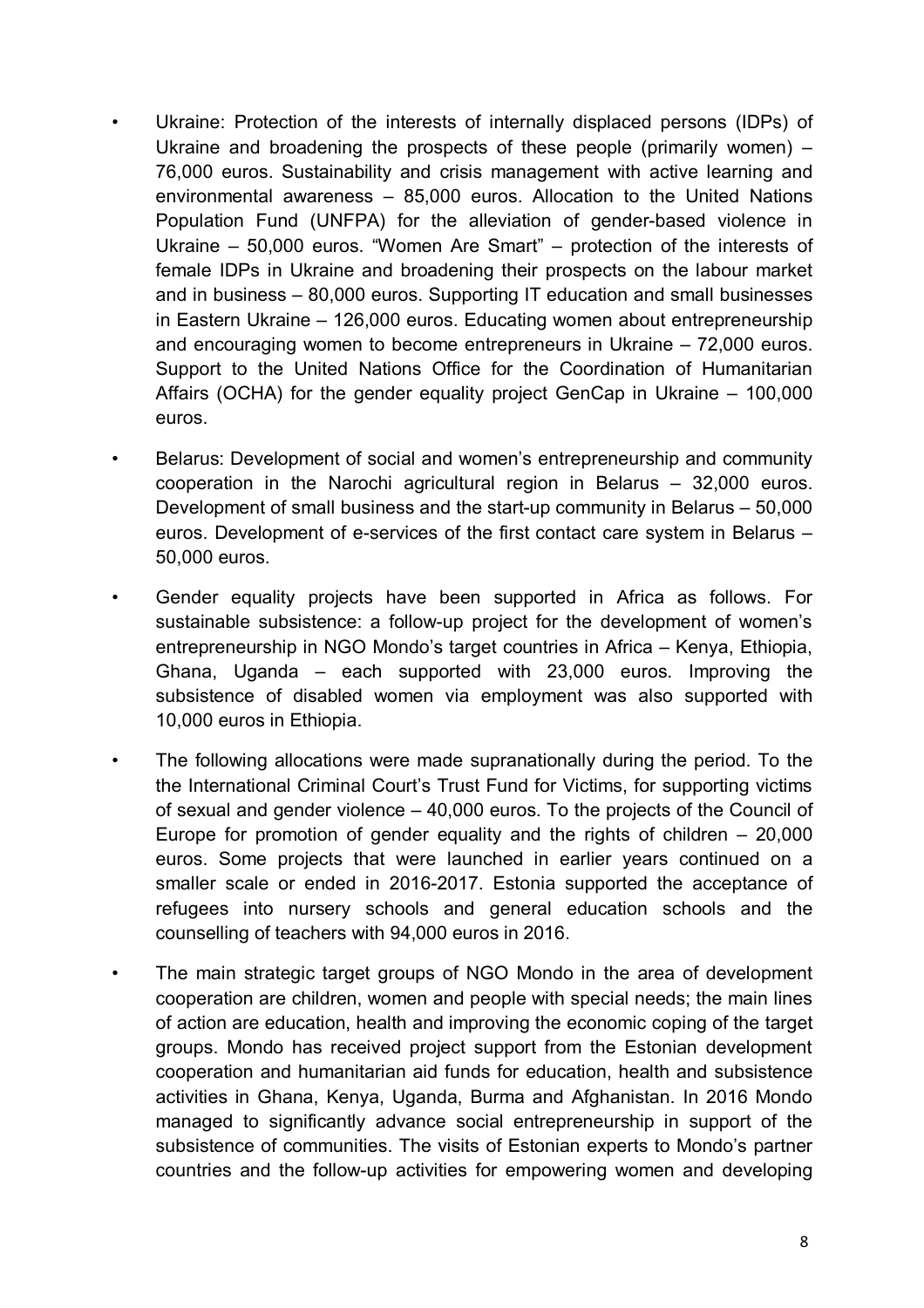- Ukraine: Protection of the interests of internally displaced persons (IDPs) of Ukraine and broadening the prospects of these people (primarily women) – 76,000 euros. Sustainability and crisis management with active learning and environmental awareness – 85,000 euros. Allocation to the United Nations Population Fund (UNFPA) for the alleviation of gender-based violence in Ukraine – 50,000 euros. "Women Are Smart" – protection of the interests of female IDPs in Ukraine and broadening their prospects on the labour market and in business – 80,000 euros. Supporting IT education and small businesses in Eastern Ukraine – 126,000 euros. Educating women about entrepreneurship and encouraging women to become entrepreneurs in Ukraine – 72,000 euros. Support to the United Nations Office for the Coordination of Humanitarian Affairs (OCHA) for the gender equality project GenCap in Ukraine – 100,000 euros.

- Belarus: Development of social and women's entrepreneurship and community cooperation in the Narochi agricultural region in Belarus – 32,000 euros. Development of small business and the start-up community in Belarus – 50,000 euros. Development of e-services of the first contact care system in Belarus – 50,000 euros.

- Gender equality projects have been supported in Africa as follows. For sustainable subsistence: a follow-up project for the development of women's entrepreneurship in NGO Mondo's target countries in Africa – Kenya, Ethiopia, Ghana, Uganda – each supported with 23,000 euros. Improving the subsistence of disabled women via employment was also supported with 10,000 euros in Ethiopia.

- The following allocations were made supranationally during the period. To the the International Criminal Court's Trust Fund for Victims, for supporting victims of sexual and gender violence – 40,000 euros. To the projects of the Council of Europe for promotion of gender equality and the rights of children – 20,000 euros. Some projects that were launched in earlier years continued on a smaller scale or ended in 2016-2017. Estonia supported the acceptance of refugees into nursery schools and general education schools and the counselling of teachers with 94,000 euros in 2016.

- The main strategic target groups of NGO Mondo in the area of development cooperation are children, women and people with special needs; the main lines of action are education, health and improving the economic coping of the target groups. Mondo has received project support from the Estonian development cooperation and humanitarian aid funds for education, health and subsistence activities in Ghana, Kenya, Uganda, Burma and Afghanistan. In 2016 Mondo managed to significantly advance social entrepreneurship in support of the subsistence of communities. The visits of Estonian experts to Mondo's partner countries and the follow-up activities for empowering women and developing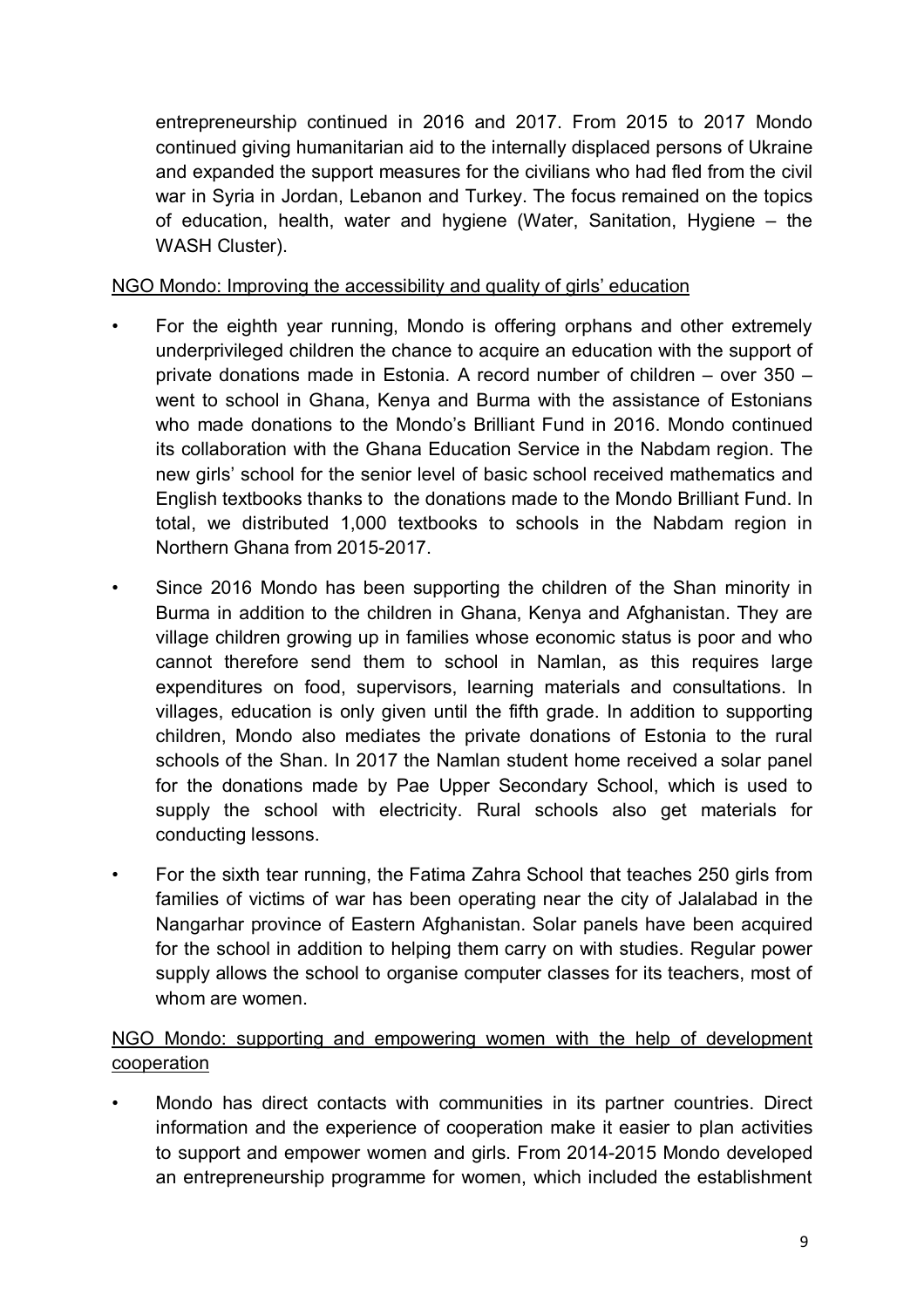entrepreneurship continued in 2016 and 2017. From 2015 to 2017 Mondo continued giving humanitarian aid to the internally displaced persons of Ukraine and expanded the support measures for the civilians who had fled from the civil war in Syria in Jordan, Lebanon and Turkey. The focus remained on the topics of education, health, water and hygiene (Water, Sanitation, Hygiene – the WASH Cluster).

<u>NGO Mondo: Improving the accessibility and quality of girls' education</u>

- For the eighth year running, Mondo is offering orphans and other extremely underprivileged children the chance to acquire an education with the support of private donations made in Estonia. A record number of children – over 350 – went to school in Ghana, Kenya and Burma with the assistance of Estonians who made donations to the Mondo's Brilliant Fund in 2016. Mondo continued its collaboration with the Ghana Education Service in the Nabdam region. The new girls' school for the senior level of basic school received mathematics and English textbooks thanks to the donations made to the Mondo Brilliant Fund. In total, we distributed 1,000 textbooks to schools in the Nabdam region in Northern Ghana from 2015-2017.
- Since 2016 Mondo has been supporting the children of the Shan minority in Burma in addition to the children in Ghana, Kenya and Afghanistan. They are village children growing up in families whose economic status is poor and who cannot therefore send them to school in Namlan, as this requires large expenditures on food, supervisors, learning materials and consultations. In villages, education is only given until the fifth grade. In addition to supporting children, Mondo also mediates the private donations of Estonia to the rural schools of the Shan. In 2017 the Namlan student home received a solar panel for the donations made by Pae Upper Secondary School, which is used to supply the school with electricity. Rural schools also get materials for conducting lessons.
- For the sixth tear running, the Fatima Zahra School that teaches 250 girls from families of victims of war has been operating near the city of Jalalabad in the Nangarhar province of Eastern Afghanistan. Solar panels have been acquired for the school in addition to helping them carry on with studies. Regular power supply allows the school to organise computer classes for its teachers, most of whom are women.

<u>NGO Mondo: supporting and empowering women with the help of development cooperation</u>

- Mondo has direct contacts with communities in its partner countries. Direct information and the experience of cooperation make it easier to plan activities to support and empower women and girls. From 2014-2015 Mondo developed an entrepreneurship programme for women, which included the establishment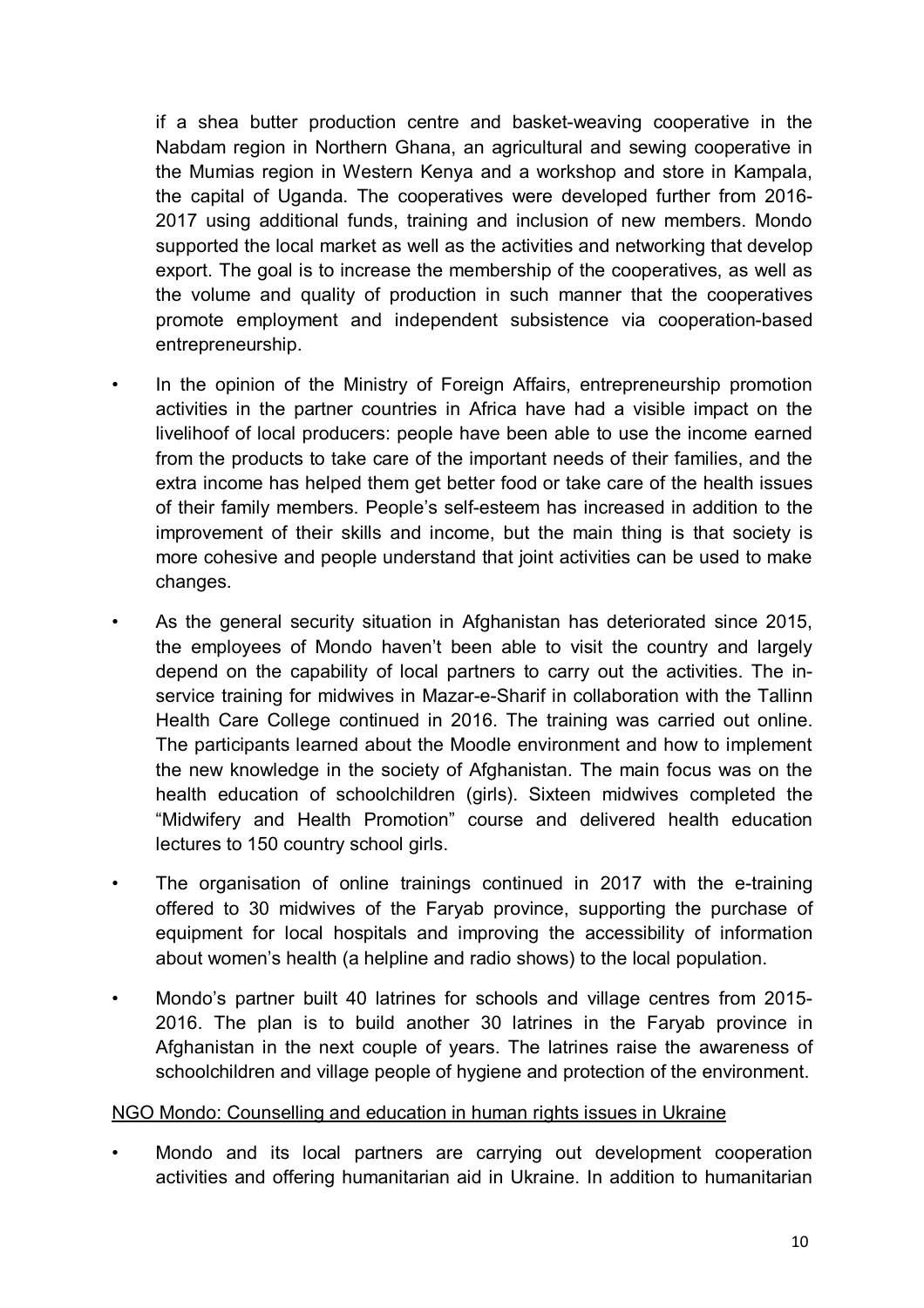if a shea butter production centre and basket-weaving cooperative in the Nabdam region in Northern Ghana, an agricultural and sewing cooperative in the Mumias region in Western Kenya and a workshop and store in Kampala, the capital of Uganda. The cooperatives were developed further from 2016-2017 using additional funds, training and inclusion of new members. Mondo supported the local market as well as the activities and networking that develop export. The goal is to increase the membership of the cooperatives, as well as the volume and quality of production in such manner that the cooperatives promote employment and independent subsistence via cooperation-based entrepreneurship.

- In the opinion of the Ministry of Foreign Affairs, entrepreneurship promotion activities in the partner countries in Africa have had a visible impact on the livelihoof of local producers: people have been able to use the income earned from the products to take care of the important needs of their families, and the extra income has helped them get better food or take care of the health issues of their family members. People's self-esteem has increased in addition to the improvement of their skills and income, but the main thing is that society is more cohesive and people understand that joint activities can be used to make changes.
- As the general security situation in Afghanistan has deteriorated since 2015, the employees of Mondo haven't been able to visit the country and largely depend on the capability of local partners to carry out the activities. The in-service training for midwives in Mazar-e-Sharif in collaboration with the Tallinn Health Care College continued in 2016. The training was carried out online. The participants learned about the Moodle environment and how to implement the new knowledge in the society of Afghanistan. The main focus was on the health education of schoolchildren (girls). Sixteen midwives completed the "Midwifery and Health Promotion" course and delivered health education lectures to 150 country school girls.
- The organisation of online trainings continued in 2017 with the e-training offered to 30 midwives of the Faryab province, supporting the purchase of equipment for local hospitals and improving the accessibility of information about women's health (a helpline and radio shows) to the local population.
- Mondo's partner built 40 latrines for schools and village centres from 2015-2016. The plan is to build another 30 latrines in the Faryab province in Afghanistan in the next couple of years. The latrines raise the awareness of schoolchildren and village people of hygiene and protection of the environment.

NGO Mondo: Counselling and education in human rights issues in Ukraine

- Mondo and its local partners are carrying out development cooperation activities and offering humanitarian aid in Ukraine. In addition to humanitarian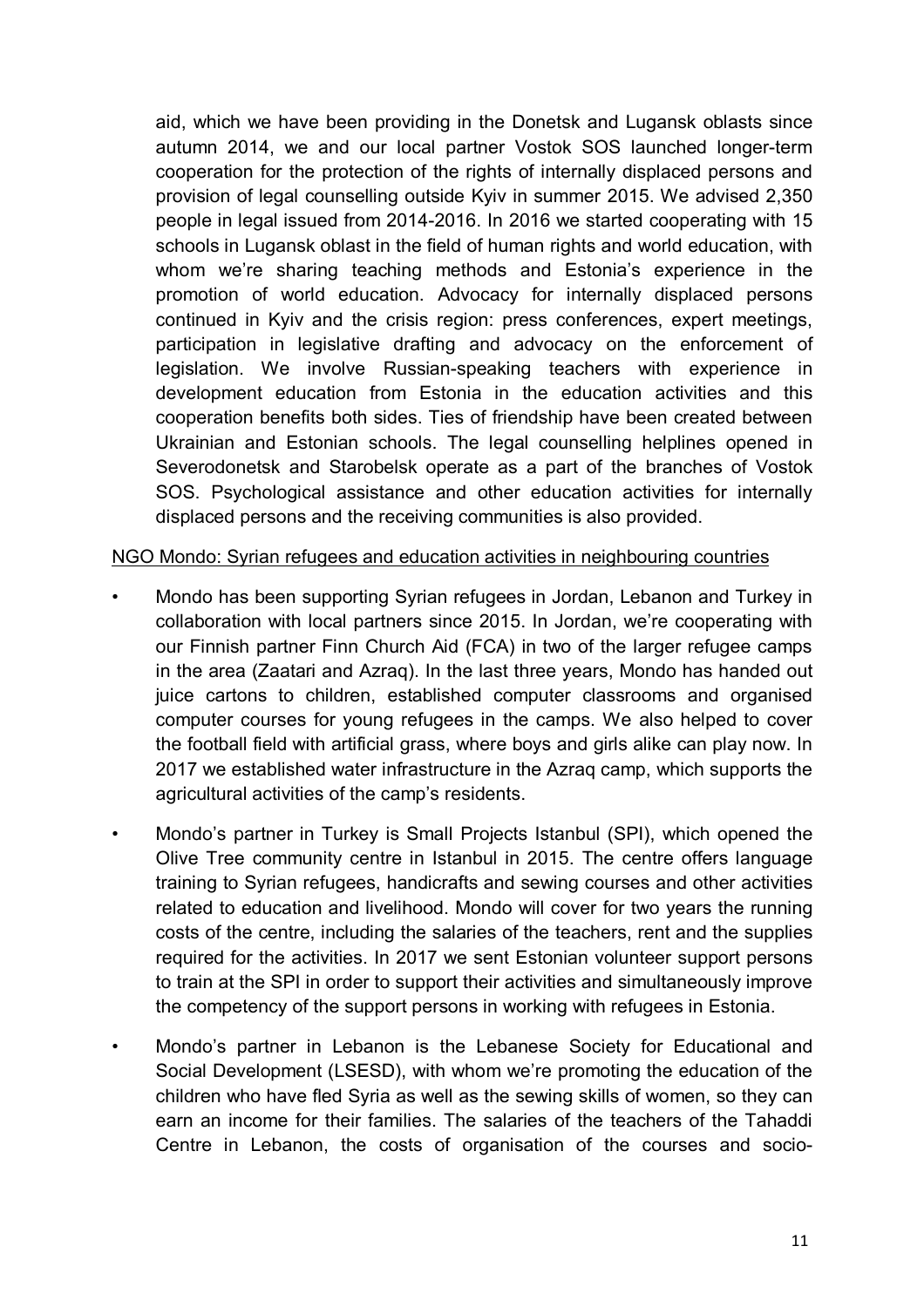aid, which we have been providing in the Donetsk and Lugansk oblasts since autumn 2014, we and our local partner Vostok SOS launched longer-term cooperation for the protection of the rights of internally displaced persons and provision of legal counselling outside Kyiv in summer 2015. We advised 2,350 people in legal issued from 2014-2016. In 2016 we started cooperating with 15 schools in Lugansk oblast in the field of human rights and world education, with whom we're sharing teaching methods and Estonia's experience in the promotion of world education. Advocacy for internally displaced persons continued in Kyiv and the crisis region: press conferences, expert meetings, participation in legislative drafting and advocacy on the enforcement of legislation. We involve Russian-speaking teachers with experience in development education from Estonia in the education activities and this cooperation benefits both sides. Ties of friendship have been created between Ukrainian and Estonian schools. The legal counselling helplines opened in Severodonetsk and Starobelsk operate as a part of the branches of Vostok SOS. Psychological assistance and other education activities for internally displaced persons and the receiving communities is also provided.

<u>NGO Mondo: Syrian refugees and education activities in neighbouring countries</u>

- Mondo has been supporting Syrian refugees in Jordan, Lebanon and Turkey in collaboration with local partners since 2015. In Jordan, we're cooperating with our Finnish partner Finn Church Aid (FCA) in two of the larger refugee camps in the area (Zaatari and Azraq). In the last three years, Mondo has handed out juice cartons to children, established computer classrooms and organised computer courses for young refugees in the camps. We also helped to cover the football field with artificial grass, where boys and girls alike can play now. In 2017 we established water infrastructure in the Azraq camp, which supports the agricultural activities of the camp's residents.
- Mondo's partner in Turkey is Small Projects Istanbul (SPI), which opened the Olive Tree community centre in Istanbul in 2015. The centre offers language training to Syrian refugees, handicrafts and sewing courses and other activities related to education and livelihood. Mondo will cover for two years the running costs of the centre, including the salaries of the teachers, rent and the supplies required for the activities. In 2017 we sent Estonian volunteer support persons to train at the SPI in order to support their activities and simultaneously improve the competency of the support persons in working with refugees in Estonia.
- Mondo's partner in Lebanon is the Lebanese Society for Educational and Social Development (LSESD), with whom we're promoting the education of the children who have fled Syria as well as the sewing skills of women, so they can earn an income for their families. The salaries of the teachers of the Tahaddi Centre in Lebanon, the costs of organisation of the courses and socio-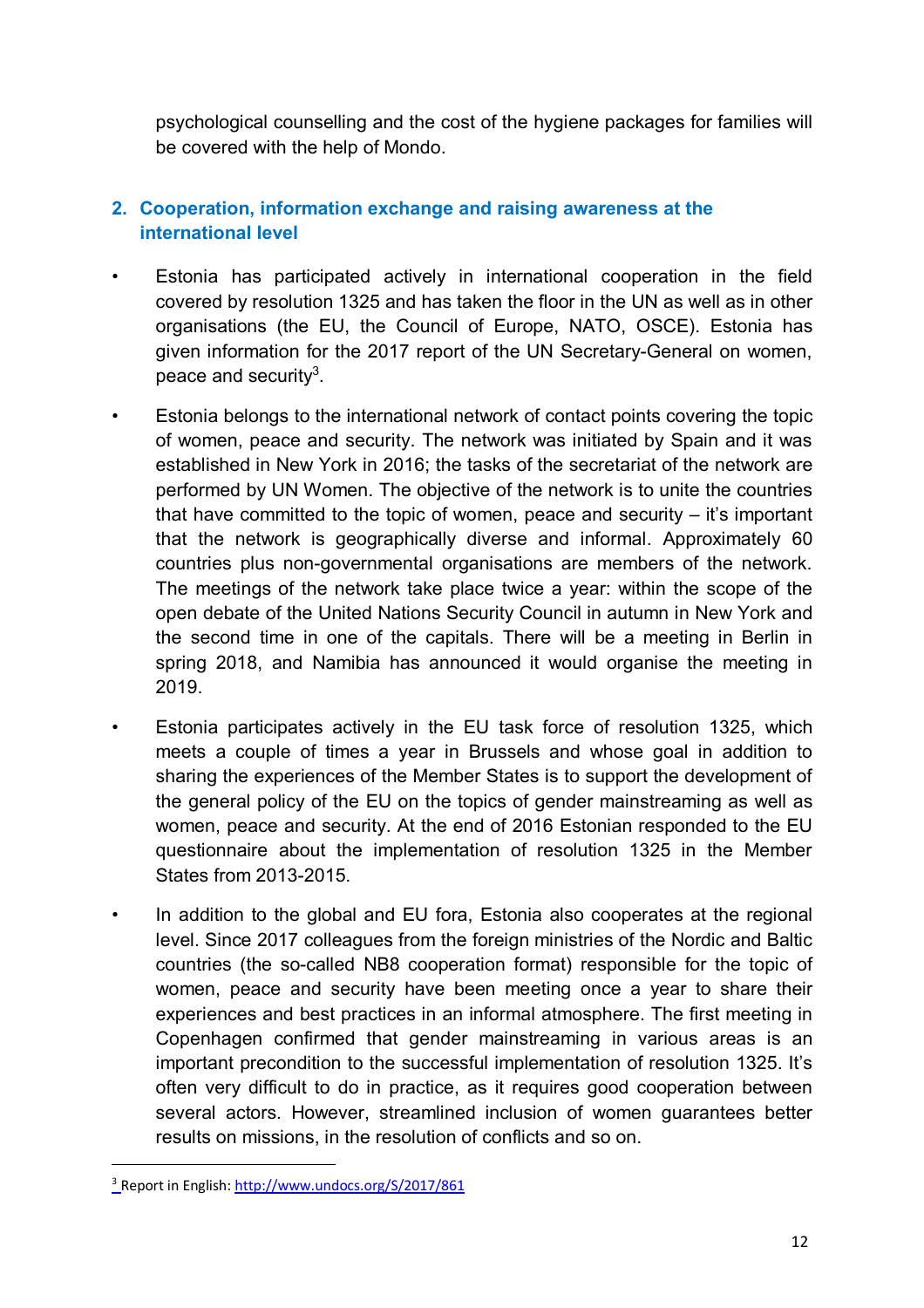psychological counselling and the cost of the hygiene packages for families will be covered with the help of Mondo.

## 2. Cooperation, information exchange and raising awareness at the international level

- Estonia has participated actively in international cooperation in the field covered by resolution 1325 and has taken the floor in the UN as well as in other organisations (the EU, the Council of Europe, NATO, OSCE). Estonia has given information for the 2017 report of the UN Secretary-General on women, peace and security[3].
- Estonia belongs to the international network of contact points covering the topic of women, peace and security. The network was initiated by Spain and it was established in New York in 2016; the tasks of the secretariat of the network are performed by UN Women. The objective of the network is to unite the countries that have committed to the topic of women, peace and security – it's important that the network is geographically diverse and informal. Approximately 60 countries plus non-governmental organisations are members of the network. The meetings of the network take place twice a year: within the scope of the open debate of the United Nations Security Council in autumn in New York and the second time in one of the capitals. There will be a meeting in Berlin in spring 2018, and Namibia has announced it would organise the meeting in 2019.
- Estonia participates actively in the EU task force of resolution 1325, which meets a couple of times a year in Brussels and whose goal in addition to sharing the experiences of the Member States is to support the development of the general policy of the EU on the topics of gender mainstreaming as well as women, peace and security. At the end of 2016 Estonian responded to the EU questionnaire about the implementation of resolution 1325 in the Member States from 2013-2015.
- In addition to the global and EU fora, Estonia also cooperates at the regional level. Since 2017 colleagues from the foreign ministries of the Nordic and Baltic countries (the so-called NB8 cooperation format) responsible for the topic of women, peace and security have been meeting once a year to share their experiences and best practices in an informal atmosphere. The first meeting in Copenhagen confirmed that gender mainstreaming in various areas is an important precondition to the successful implementation of resolution 1325. It's often very difficult to do in practice, as it requires good cooperation between several actors. However, streamlined inclusion of women guarantees better results on missions, in the resolution of conflicts and so on.

---

[3] Report in English: http://www.undocs.org/S/2017/861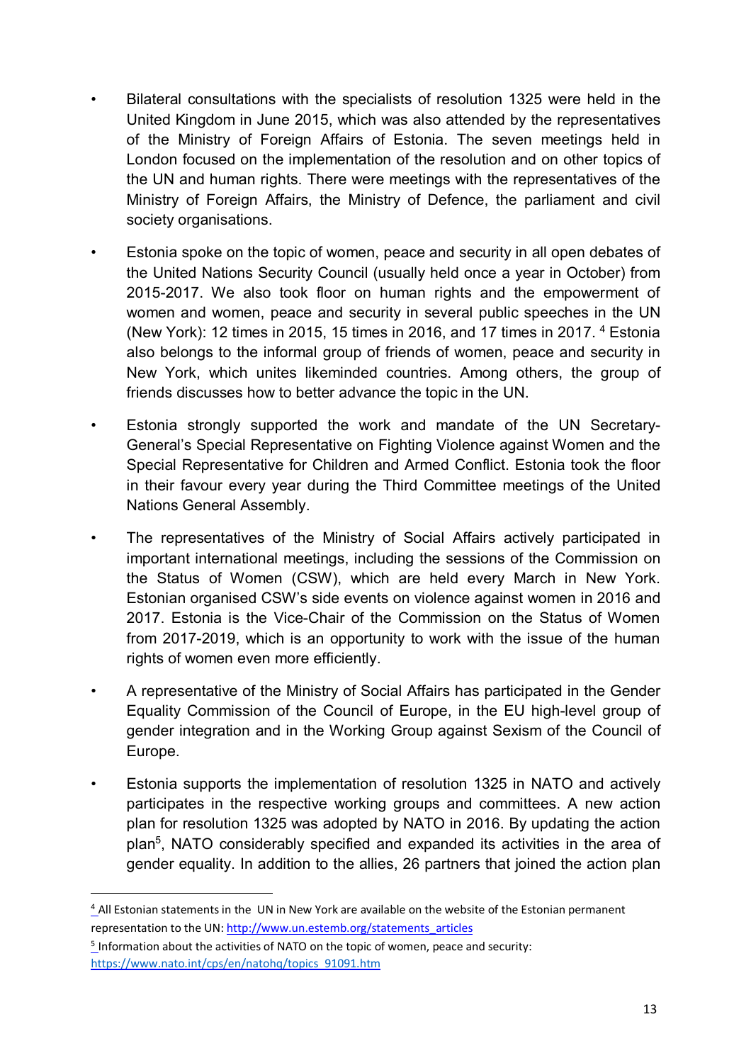- Bilateral consultations with the specialists of resolution 1325 were held in the United Kingdom in June 2015, which was also attended by the representatives of the Ministry of Foreign Affairs of Estonia. The seven meetings held in London focused on the implementation of the resolution and on other topics of the UN and human rights. There were meetings with the representatives of the Ministry of Foreign Affairs, the Ministry of Defence, the parliament and civil society organisations.
- Estonia spoke on the topic of women, peace and security in all open debates of the United Nations Security Council (usually held once a year in October) from 2015-2017. We also took floor on human rights and the empowerment of women and women, peace and security in several public speeches in the UN (New York): 12 times in 2015, 15 times in 2016, and 17 times in 2017. [4] Estonia also belongs to the informal group of friends of women, peace and security in New York, which unites likeminded countries. Among others, the group of friends discusses how to better advance the topic in the UN.
- Estonia strongly supported the work and mandate of the UN Secretary-General's Special Representative on Fighting Violence against Women and the Special Representative for Children and Armed Conflict. Estonia took the floor in their favour every year during the Third Committee meetings of the United Nations General Assembly.
- The representatives of the Ministry of Social Affairs actively participated in important international meetings, including the sessions of the Commission on the Status of Women (CSW), which are held every March in New York. Estonian organised CSW's side events on violence against women in 2016 and 2017. Estonia is the Vice-Chair of the Commission on the Status of Women from 2017-2019, which is an opportunity to work with the issue of the human rights of women even more efficiently.
- A representative of the Ministry of Social Affairs has participated in the Gender Equality Commission of the Council of Europe, in the EU high-level group of gender integration and in the Working Group against Sexism of the Council of Europe.
- Estonia supports the implementation of resolution 1325 in NATO and actively participates in the respective working groups and committees. A new action plan for resolution 1325 was adopted by NATO in 2016. By updating the action plan[5], NATO considerably specified and expanded its activities in the area of gender equality. In addition to the allies, 26 partners that joined the action plan

---

[4] All Estonian statements in the UN in New York are available on the website of the Estonian permanent representation to the UN: http://www.un.estemb.org/statements_articles

[5] Information about the activities of NATO on the topic of women, peace and security: https://www.nato.int/cps/en/natohq/topics_91091.htm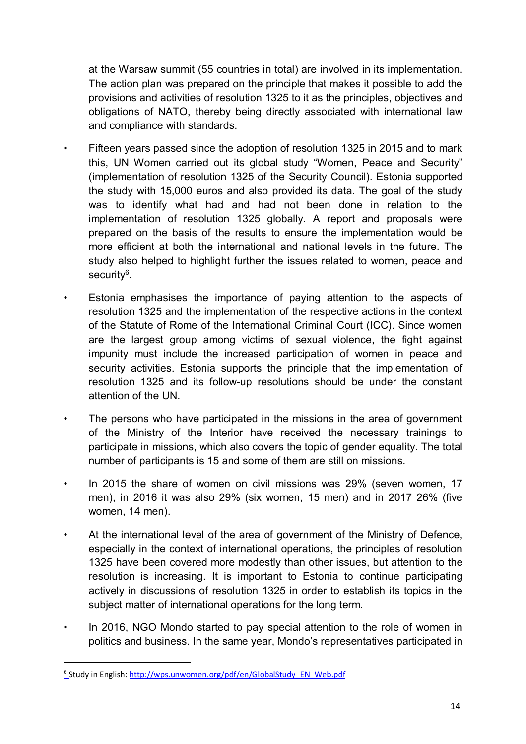at the Warsaw summit (55 countries in total) are involved in its implementation. The action plan was prepared on the principle that makes it possible to add the provisions and activities of resolution 1325 to it as the principles, objectives and obligations of NATO, thereby being directly associated with international law and compliance with standards.

- Fifteen years passed since the adoption of resolution 1325 in 2015 and to mark this, UN Women carried out its global study "Women, Peace and Security" (implementation of resolution 1325 of the Security Council). Estonia supported the study with 15,000 euros and also provided its data. The goal of the study was to identify what had and had not been done in relation to the implementation of resolution 1325 globally. A report and proposals were prepared on the basis of the results to ensure the implementation would be more efficient at both the international and national levels in the future. The study also helped to highlight further the issues related to women, peace and security[6].
- Estonia emphasises the importance of paying attention to the aspects of resolution 1325 and the implementation of the respective actions in the context of the Statute of Rome of the International Criminal Court (ICC). Since women are the largest group among victims of sexual violence, the fight against impunity must include the increased participation of women in peace and security activities. Estonia supports the principle that the implementation of resolution 1325 and its follow-up resolutions should be under the constant attention of the UN.
- The persons who have participated in the missions in the area of government of the Ministry of the Interior have received the necessary trainings to participate in missions, which also covers the topic of gender equality. The total number of participants is 15 and some of them are still on missions.
- In 2015 the share of women on civil missions was 29% (seven women, 17 men), in 2016 it was also 29% (six women, 15 men) and in 2017 26% (five women, 14 men).
- At the international level of the area of government of the Ministry of Defence, especially in the context of international operations, the principles of resolution 1325 have been covered more modestly than other issues, but attention to the resolution is increasing. It is important to Estonia to continue participating actively in discussions of resolution 1325 in order to establish its topics in the subject matter of international operations for the long term.
- In 2016, NGO Mondo started to pay special attention to the role of women in politics and business. In the same year, Mondo's representatives participated in

---

[6] Study in English: http://wps.unwomen.org/pdf/en/GlobalStudy_EN_Web.pdf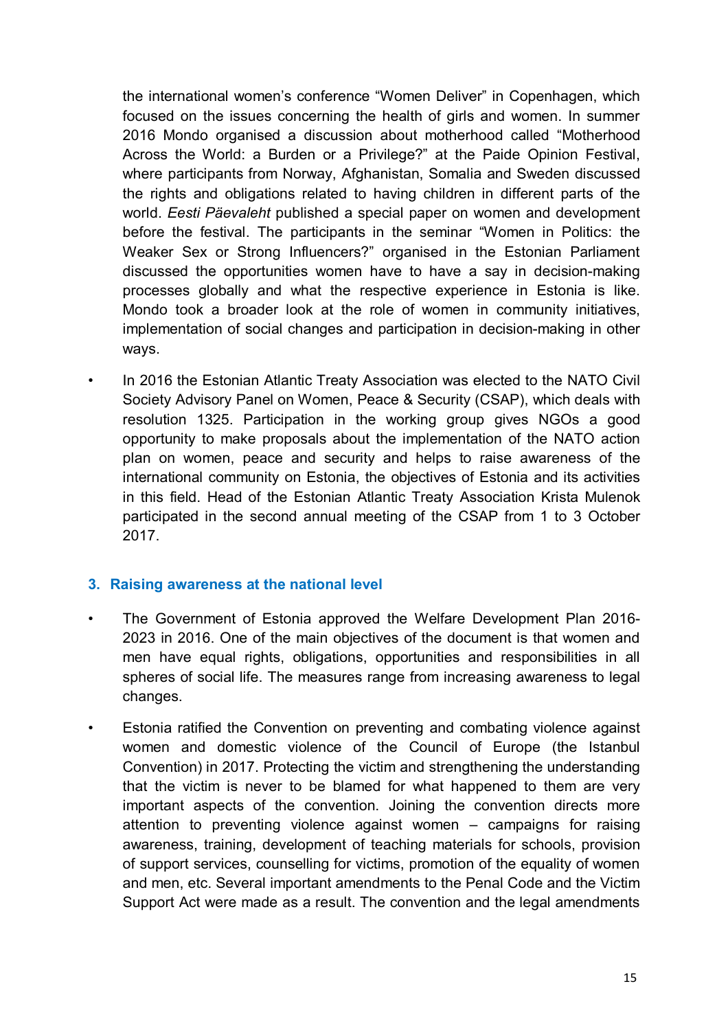the international women's conference "Women Deliver" in Copenhagen, which focused on the issues concerning the health of girls and women. In summer 2016 Mondo organised a discussion about motherhood called "Motherhood Across the World: a Burden or a Privilege?" at the Paide Opinion Festival, where participants from Norway, Afghanistan, Somalia and Sweden discussed the rights and obligations related to having children in different parts of the world. *Eesti Päevaleht* published a special paper on women and development before the festival. The participants in the seminar "Women in Politics: the Weaker Sex or Strong Influencers?" organised in the Estonian Parliament discussed the opportunities women have to have a say in decision-making processes globally and what the respective experience in Estonia is like. Mondo took a broader look at the role of women in community initiatives, implementation of social changes and participation in decision-making in other ways.

- In 2016 the Estonian Atlantic Treaty Association was elected to the NATO Civil Society Advisory Panel on Women, Peace & Security (CSAP), which deals with resolution 1325. Participation in the working group gives NGOs a good opportunity to make proposals about the implementation of the NATO action plan on women, peace and security and helps to raise awareness of the international community on Estonia, the objectives of Estonia and its activities in this field. Head of the Estonian Atlantic Treaty Association Krista Mulenok participated in the second annual meeting of the CSAP from 1 to 3 October 2017.

## 3. Raising awareness at the national level

- The Government of Estonia approved the Welfare Development Plan 2016-2023 in 2016. One of the main objectives of the document is that women and men have equal rights, obligations, opportunities and responsibilities in all spheres of social life. The measures range from increasing awareness to legal changes.

- Estonia ratified the Convention on preventing and combating violence against women and domestic violence of the Council of Europe (the Istanbul Convention) in 2017. Protecting the victim and strengthening the understanding that the victim is never to be blamed for what happened to them are very important aspects of the convention. Joining the convention directs more attention to preventing violence against women – campaigns for raising awareness, training, development of teaching materials for schools, provision of support services, counselling for victims, promotion of the equality of women and men, etc. Several important amendments to the Penal Code and the Victim Support Act were made as a result. The convention and the legal amendments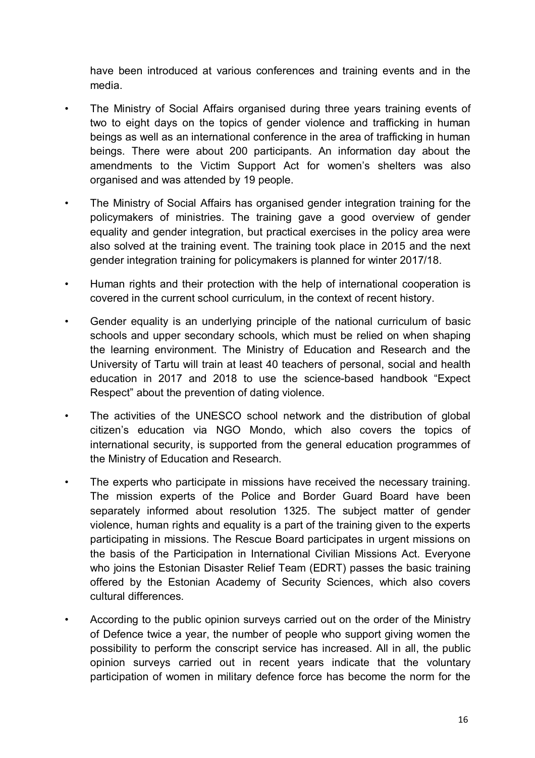have been introduced at various conferences and training events and in the media.

- The Ministry of Social Affairs organised during three years training events of two to eight days on the topics of gender violence and trafficking in human beings as well as an international conference in the area of trafficking in human beings. There were about 200 participants. An information day about the amendments to the Victim Support Act for women's shelters was also organised and was attended by 19 people.
- The Ministry of Social Affairs has organised gender integration training for the policymakers of ministries. The training gave a good overview of gender equality and gender integration, but practical exercises in the policy area were also solved at the training event. The training took place in 2015 and the next gender integration training for policymakers is planned for winter 2017/18.
- Human rights and their protection with the help of international cooperation is covered in the current school curriculum, in the context of recent history.
- Gender equality is an underlying principle of the national curriculum of basic schools and upper secondary schools, which must be relied on when shaping the learning environment. The Ministry of Education and Research and the University of Tartu will train at least 40 teachers of personal, social and health education in 2017 and 2018 to use the science-based handbook "Expect Respect" about the prevention of dating violence.
- The activities of the UNESCO school network and the distribution of global citizen's education via NGO Mondo, which also covers the topics of international security, is supported from the general education programmes of the Ministry of Education and Research.
- The experts who participate in missions have received the necessary training. The mission experts of the Police and Border Guard Board have been separately informed about resolution 1325. The subject matter of gender violence, human rights and equality is a part of the training given to the experts participating in missions. The Rescue Board participates in urgent missions on the basis of the Participation in International Civilian Missions Act. Everyone who joins the Estonian Disaster Relief Team (EDRT) passes the basic training offered by the Estonian Academy of Security Sciences, which also covers cultural differences.
- According to the public opinion surveys carried out on the order of the Ministry of Defence twice a year, the number of people who support giving women the possibility to perform the conscript service has increased. All in all, the public opinion surveys carried out in recent years indicate that the voluntary participation of women in military defence force has become the norm for the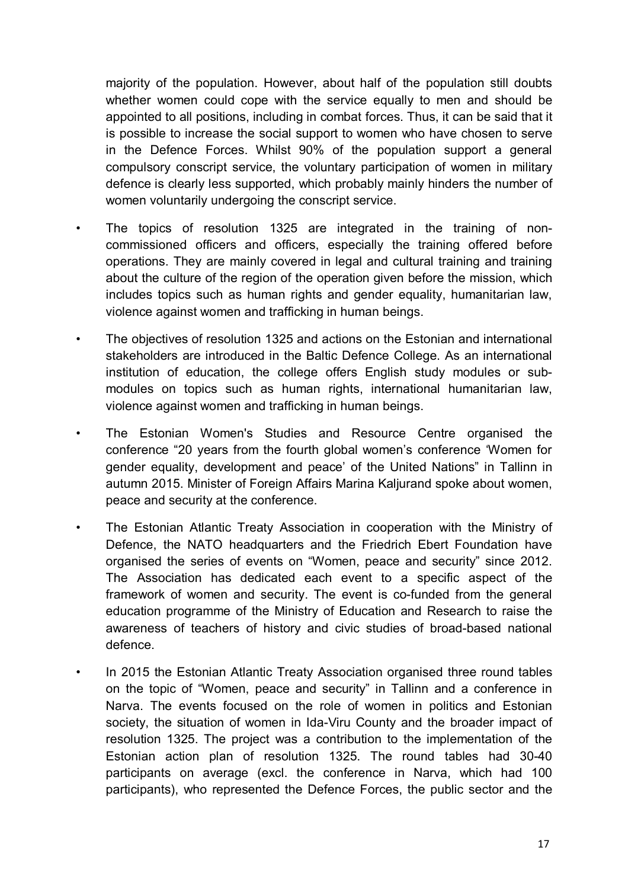majority of the population. However, about half of the population still doubts whether women could cope with the service equally to men and should be appointed to all positions, including in combat forces. Thus, it can be said that it is possible to increase the social support to women who have chosen to serve in the Defence Forces. Whilst 90% of the population support a general compulsory conscript service, the voluntary participation of women in military defence is clearly less supported, which probably mainly hinders the number of women voluntarily undergoing the conscript service.

- The topics of resolution 1325 are integrated in the training of non-commissioned officers and officers, especially the training offered before operations. They are mainly covered in legal and cultural training and training about the culture of the region of the operation given before the mission, which includes topics such as human rights and gender equality, humanitarian law, violence against women and trafficking in human beings.
- The objectives of resolution 1325 and actions on the Estonian and international stakeholders are introduced in the Baltic Defence College. As an international institution of education, the college offers English study modules or sub-modules on topics such as human rights, international humanitarian law, violence against women and trafficking in human beings.
- The Estonian Women's Studies and Resource Centre organised the conference "20 years from the fourth global women's conference 'Women for gender equality, development and peace' of the United Nations" in Tallinn in autumn 2015. Minister of Foreign Affairs Marina Kaljurand spoke about women, peace and security at the conference.
- The Estonian Atlantic Treaty Association in cooperation with the Ministry of Defence, the NATO headquarters and the Friedrich Ebert Foundation have organised the series of events on "Women, peace and security" since 2012. The Association has dedicated each event to a specific aspect of the framework of women and security. The event is co-funded from the general education programme of the Ministry of Education and Research to raise the awareness of teachers of history and civic studies of broad-based national defence.
- In 2015 the Estonian Atlantic Treaty Association organised three round tables on the topic of "Women, peace and security" in Tallinn and a conference in Narva. The events focused on the role of women in politics and Estonian society, the situation of women in Ida-Viru County and the broader impact of resolution 1325. The project was a contribution to the implementation of the Estonian action plan of resolution 1325. The round tables had 30-40 participants on average (excl. the conference in Narva, which had 100 participants), who represented the Defence Forces, the public sector and the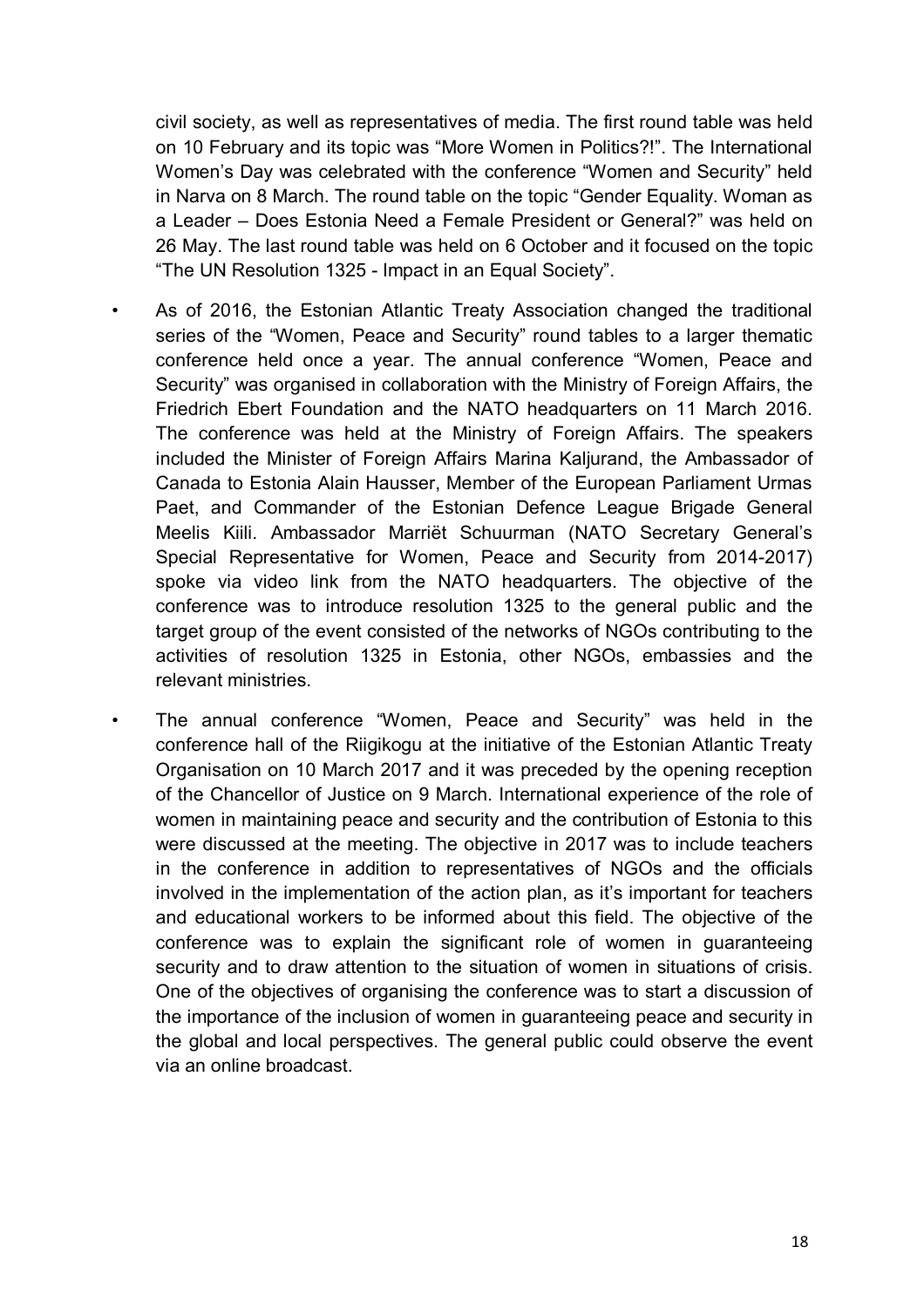civil society, as well as representatives of media. The first round table was held on 10 February and its topic was "More Women in Politics?!". The International Women's Day was celebrated with the conference "Women and Security" held in Narva on 8 March. The round table on the topic "Gender Equality. Woman as a Leader – Does Estonia Need a Female President or General?" was held on 26 May. The last round table was held on 6 October and it focused on the topic "The UN Resolution 1325 - Impact in an Equal Society".

- As of 2016, the Estonian Atlantic Treaty Association changed the traditional series of the "Women, Peace and Security" round tables to a larger thematic conference held once a year. The annual conference "Women, Peace and Security" was organised in collaboration with the Ministry of Foreign Affairs, the Friedrich Ebert Foundation and the NATO headquarters on 11 March 2016. The conference was held at the Ministry of Foreign Affairs. The speakers included the Minister of Foreign Affairs Marina Kaljurand, the Ambassador of Canada to Estonia Alain Hausser, Member of the European Parliament Urmas Paet, and Commander of the Estonian Defence League Brigade General Meelis Kiili. Ambassador Marriët Schuurman (NATO Secretary General's Special Representative for Women, Peace and Security from 2014-2017) spoke via video link from the NATO headquarters. The objective of the conference was to introduce resolution 1325 to the general public and the target group of the event consisted of the networks of NGOs contributing to the activities of resolution 1325 in Estonia, other NGOs, embassies and the relevant ministries.
- The annual conference "Women, Peace and Security" was held in the conference hall of the Riigikogu at the initiative of the Estonian Atlantic Treaty Organisation on 10 March 2017 and it was preceded by the opening reception of the Chancellor of Justice on 9 March. International experience of the role of women in maintaining peace and security and the contribution of Estonia to this were discussed at the meeting. The objective in 2017 was to include teachers in the conference in addition to representatives of NGOs and the officials involved in the implementation of the action plan, as it's important for teachers and educational workers to be informed about this field. The objective of the conference was to explain the significant role of women in guaranteeing security and to draw attention to the situation of women in situations of crisis. One of the objectives of organising the conference was to start a discussion of the importance of the inclusion of women in guaranteeing peace and security in the global and local perspectives. The general public could observe the event via an online broadcast.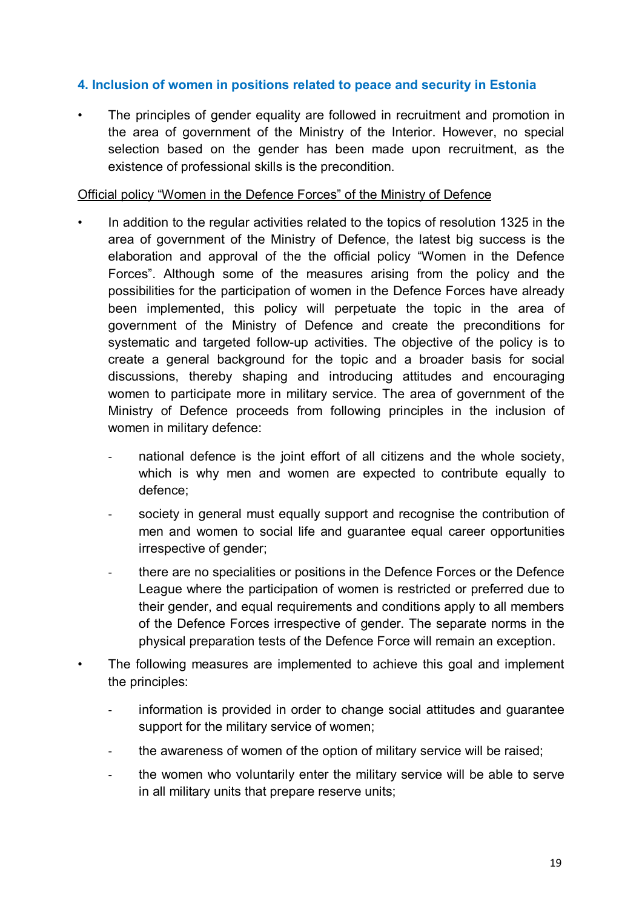## 4. Inclusion of women in positions related to peace and security in Estonia

- The principles of gender equality are followed in recruitment and promotion in the area of government of the Ministry of the Interior. However, no special selection based on the gender has been made upon recruitment, as the existence of professional skills is the precondition.

Official policy "Women in the Defence Forces" of the Ministry of Defence

- In addition to the regular activities related to the topics of resolution 1325 in the area of government of the Ministry of Defence, the latest big success is the elaboration and approval of the the official policy "Women in the Defence Forces". Although some of the measures arising from the policy and the possibilities for the participation of women in the Defence Forces have already been implemented, this policy will perpetuate the topic in the area of government of the Ministry of Defence and create the preconditions for systematic and targeted follow-up activities. The objective of the policy is to create a general background for the topic and a broader basis for social discussions, thereby shaping and introducing attitudes and encouraging women to participate more in military service. The area of government of the Ministry of Defence proceeds from following principles in the inclusion of women in military defence:
    - national defence is the joint effort of all citizens and the whole society, which is why men and women are expected to contribute equally to defence;
    - society in general must equally support and recognise the contribution of men and women to social life and guarantee equal career opportunities irrespective of gender;
    - there are no specialities or positions in the Defence Forces or the Defence League where the participation of women is restricted or preferred due to their gender, and equal requirements and conditions apply to all members of the Defence Forces irrespective of gender. The separate norms in the physical preparation tests of the Defence Force will remain an exception.
- The following measures are implemented to achieve this goal and implement the principles:
    - information is provided in order to change social attitudes and guarantee support for the military service of women;
    - the awareness of women of the option of military service will be raised;
    - the women who voluntarily enter the military service will be able to serve in all military units that prepare reserve units;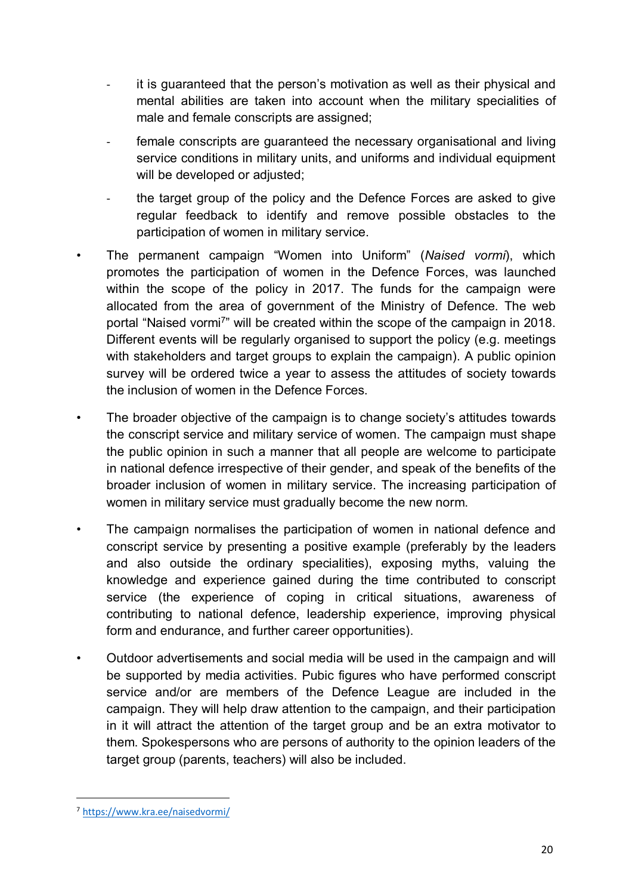- it is guaranteed that the person's motivation as well as their physical and mental abilities are taken into account when the military specialities of male and female conscripts are assigned;
  - female conscripts are guaranteed the necessary organisational and living service conditions in military units, and uniforms and individual equipment will be developed or adjusted;
  - the target group of the policy and the Defence Forces are asked to give regular feedback to identify and remove possible obstacles to the participation of women in military service.

- The permanent campaign "Women into Uniform" (*Naised vormi*), which promotes the participation of women in the Defence Forces, was launched within the scope of the policy in 2017. The funds for the campaign were allocated from the area of government of the Ministry of Defence. The web portal "Naised vormi[7]" will be created within the scope of the campaign in 2018. Different events will be regularly organised to support the policy (e.g. meetings with stakeholders and target groups to explain the campaign). A public opinion survey will be ordered twice a year to assess the attitudes of society towards the inclusion of women in the Defence Forces.
- The broader objective of the campaign is to change society's attitudes towards the conscript service and military service of women. The campaign must shape the public opinion in such a manner that all people are welcome to participate in national defence irrespective of their gender, and speak of the benefits of the broader inclusion of women in military service. The increasing participation of women in military service must gradually become the new norm.
- The campaign normalises the participation of women in national defence and conscript service by presenting a positive example (preferably by the leaders and also outside the ordinary specialities), exposing myths, valuing the knowledge and experience gained during the time contributed to conscript service (the experience of coping in critical situations, awareness of contributing to national defence, leadership experience, improving physical form and endurance, and further career opportunities).
- Outdoor advertisements and social media will be used in the campaign and will be supported by media activities. Pubic figures who have performed conscript service and/or are members of the Defence League are included in the campaign. They will help draw attention to the campaign, and their participation in it will attract the attention of the target group and be an extra motivator to them. Spokespersons who are persons of authority to the opinion leaders of the target group (parents, teachers) will also be included.

[7] https://www.kra.ee/naisedvormi/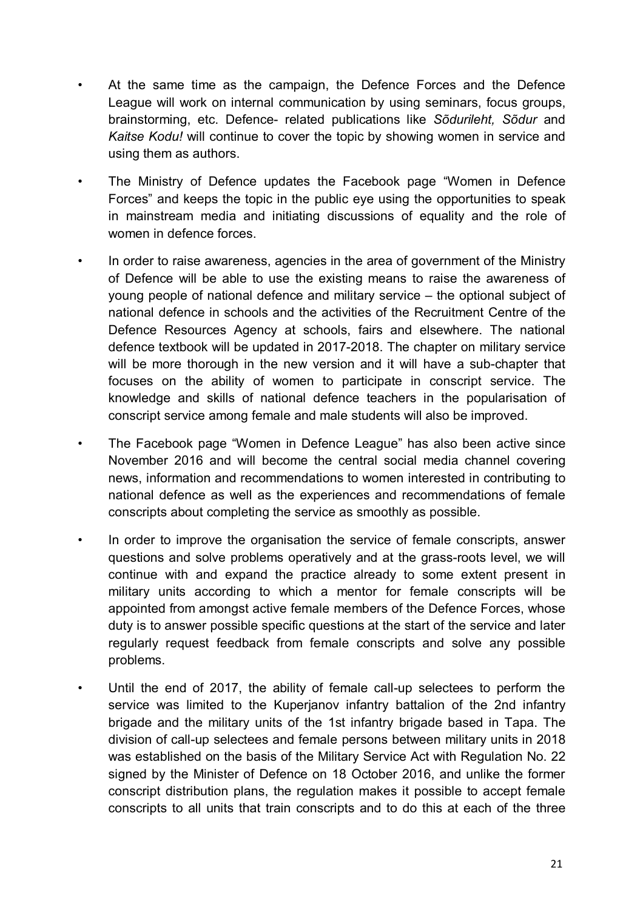- At the same time as the campaign, the Defence Forces and the Defence League will work on internal communication by using seminars, focus groups, brainstorming, etc. Defence- related publications like *Sõdurileht, Sõdur* and *Kaitse Kodu!* will continue to cover the topic by showing women in service and using them as authors.
- The Ministry of Defence updates the Facebook page "Women in Defence Forces" and keeps the topic in the public eye using the opportunities to speak in mainstream media and initiating discussions of equality and the role of women in defence forces.
- In order to raise awareness, agencies in the area of government of the Ministry of Defence will be able to use the existing means to raise the awareness of young people of national defence and military service – the optional subject of national defence in schools and the activities of the Recruitment Centre of the Defence Resources Agency at schools, fairs and elsewhere. The national defence textbook will be updated in 2017-2018. The chapter on military service will be more thorough in the new version and it will have a sub-chapter that focuses on the ability of women to participate in conscript service. The knowledge and skills of national defence teachers in the popularisation of conscript service among female and male students will also be improved.
- The Facebook page "Women in Defence League" has also been active since November 2016 and will become the central social media channel covering news, information and recommendations to women interested in contributing to national defence as well as the experiences and recommendations of female conscripts about completing the service as smoothly as possible.
- In order to improve the organisation the service of female conscripts, answer questions and solve problems operatively and at the grass-roots level, we will continue with and expand the practice already to some extent present in military units according to which a mentor for female conscripts will be appointed from amongst active female members of the Defence Forces, whose duty is to answer possible specific questions at the start of the service and later regularly request feedback from female conscripts and solve any possible problems.
- Until the end of 2017, the ability of female call-up selectees to perform the service was limited to the Kuperjanov infantry battalion of the 2nd infantry brigade and the military units of the 1st infantry brigade based in Tapa. The division of call-up selectees and female persons between military units in 2018 was established on the basis of the Military Service Act with Regulation No. 22 signed by the Minister of Defence on 18 October 2016, and unlike the former conscript distribution plans, the regulation makes it possible to accept female conscripts to all units that train conscripts and to do this at each of the three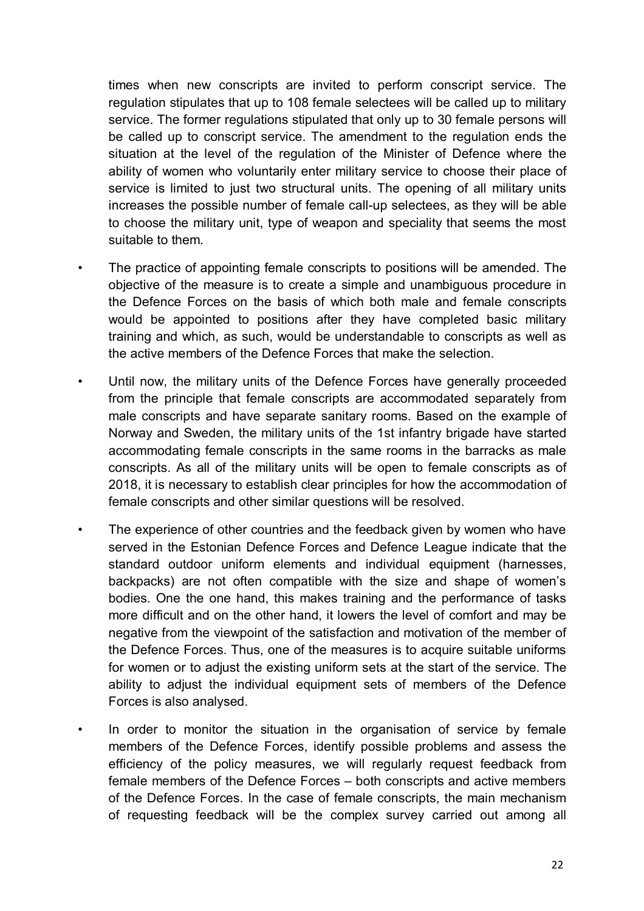times when new conscripts are invited to perform conscript service. The regulation stipulates that up to 108 female selectees will be called up to military service. The former regulations stipulated that only up to 30 female persons will be called up to conscript service. The amendment to the regulation ends the situation at the level of the regulation of the Minister of Defence where the ability of women who voluntarily enter military service to choose their place of service is limited to just two structural units. The opening of all military units increases the possible number of female call-up selectees, as they will be able to choose the military unit, type of weapon and speciality that seems the most suitable to them.

- The practice of appointing female conscripts to positions will be amended. The objective of the measure is to create a simple and unambiguous procedure in the Defence Forces on the basis of which both male and female conscripts would be appointed to positions after they have completed basic military training and which, as such, would be understandable to conscripts as well as the active members of the Defence Forces that make the selection.
- Until now, the military units of the Defence Forces have generally proceeded from the principle that female conscripts are accommodated separately from male conscripts and have separate sanitary rooms. Based on the example of Norway and Sweden, the military units of the 1st infantry brigade have started accommodating female conscripts in the same rooms in the barracks as male conscripts. As all of the military units will be open to female conscripts as of 2018, it is necessary to establish clear principles for how the accommodation of female conscripts and other similar questions will be resolved.
- The experience of other countries and the feedback given by women who have served in the Estonian Defence Forces and Defence League indicate that the standard outdoor uniform elements and individual equipment (harnesses, backpacks) are not often compatible with the size and shape of women's bodies. One the one hand, this makes training and the performance of tasks more difficult and on the other hand, it lowers the level of comfort and may be negative from the viewpoint of the satisfaction and motivation of the member of the Defence Forces. Thus, one of the measures is to acquire suitable uniforms for women or to adjust the existing uniform sets at the start of the service. The ability to adjust the individual equipment sets of members of the Defence Forces is also analysed.
- In order to monitor the situation in the organisation of service by female members of the Defence Forces, identify possible problems and assess the efficiency of the policy measures, we will regularly request feedback from female members of the Defence Forces – both conscripts and active members of the Defence Forces. In the case of female conscripts, the main mechanism of requesting feedback will be the complex survey carried out among all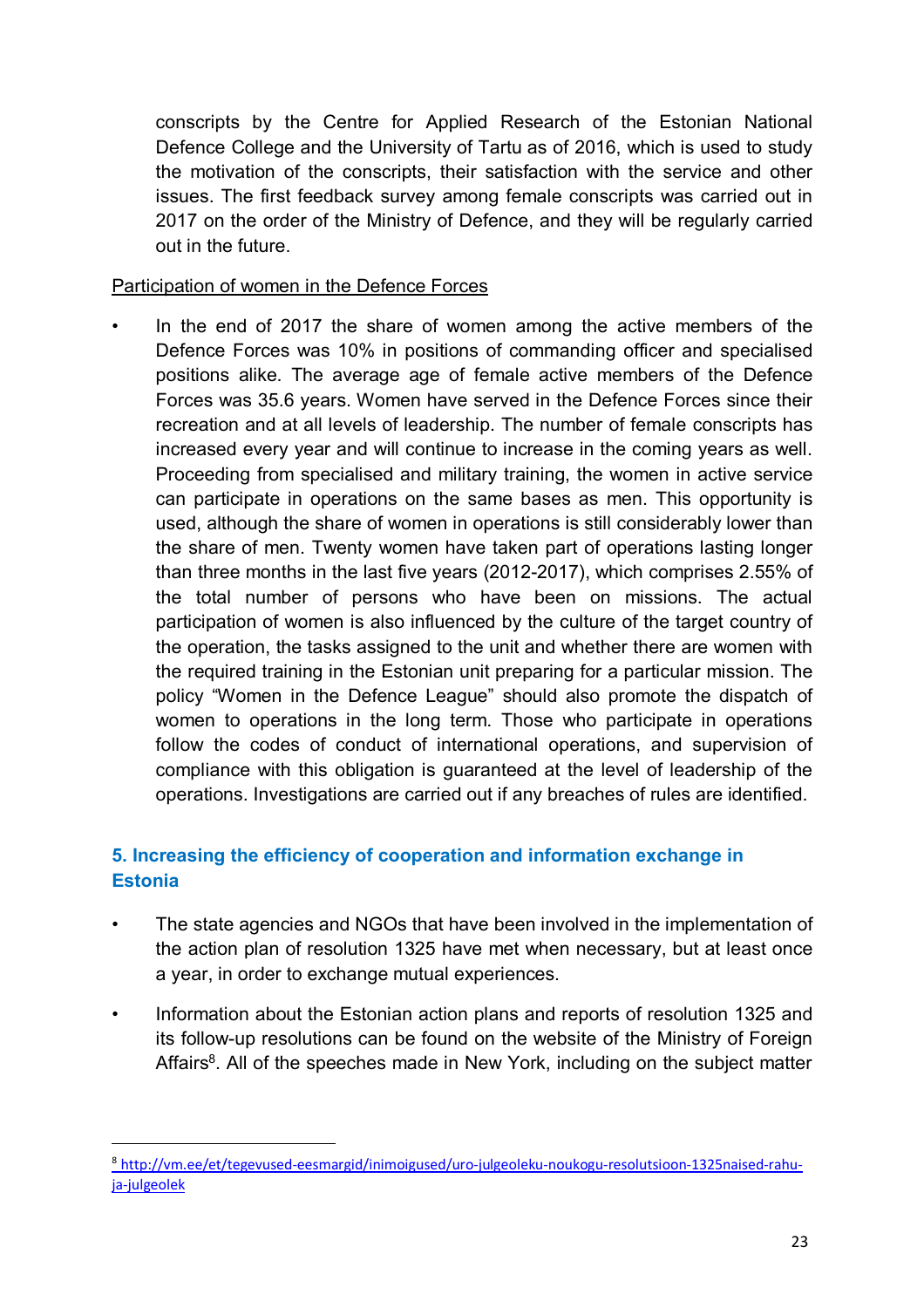conscripts by the Centre for Applied Research of the Estonian National Defence College and the University of Tartu as of 2016, which is used to study the motivation of the conscripts, their satisfaction with the service and other issues. The first feedback survey among female conscripts was carried out in 2017 on the order of the Ministry of Defence, and they will be regularly carried out in the future.

<u>Participation of women in the Defence Forces</u>

- In the end of 2017 the share of women among the active members of the Defence Forces was 10% in positions of commanding officer and specialised positions alike. The average age of female active members of the Defence Forces was 35.6 years. Women have served in the Defence Forces since their recreation and at all levels of leadership. The number of female conscripts has increased every year and will continue to increase in the coming years as well. Proceeding from specialised and military training, the women in active service can participate in operations on the same bases as men. This opportunity is used, although the share of women in operations is still considerably lower than the share of men. Twenty women have taken part of operations lasting longer than three months in the last five years (2012-2017), which comprises 2.55% of the total number of persons who have been on missions. The actual participation of women is also influenced by the culture of the target country of the operation, the tasks assigned to the unit and whether there are women with the required training in the Estonian unit preparing for a particular mission. The policy "Women in the Defence League" should also promote the dispatch of women to operations in the long term. Those who participate in operations follow the codes of conduct of international operations, and supervision of compliance with this obligation is guaranteed at the level of leadership of the operations. Investigations are carried out if any breaches of rules are identified.

## 5. Increasing the efficiency of cooperation and information exchange in Estonia

- The state agencies and NGOs that have been involved in the implementation of the action plan of resolution 1325 have met when necessary, but at least once a year, in order to exchange mutual experiences.
- Information about the Estonian action plans and reports of resolution 1325 and its follow-up resolutions can be found on the website of the Ministry of Foreign Affairs[8]. All of the speeches made in New York, including on the subject matter

---

[8] http://vm.ee/et/tegevused-eesmargid/inimoigused/uro-julgeoleku-noukogu-resolutsioon-1325naised-rahu-ja-julgeolek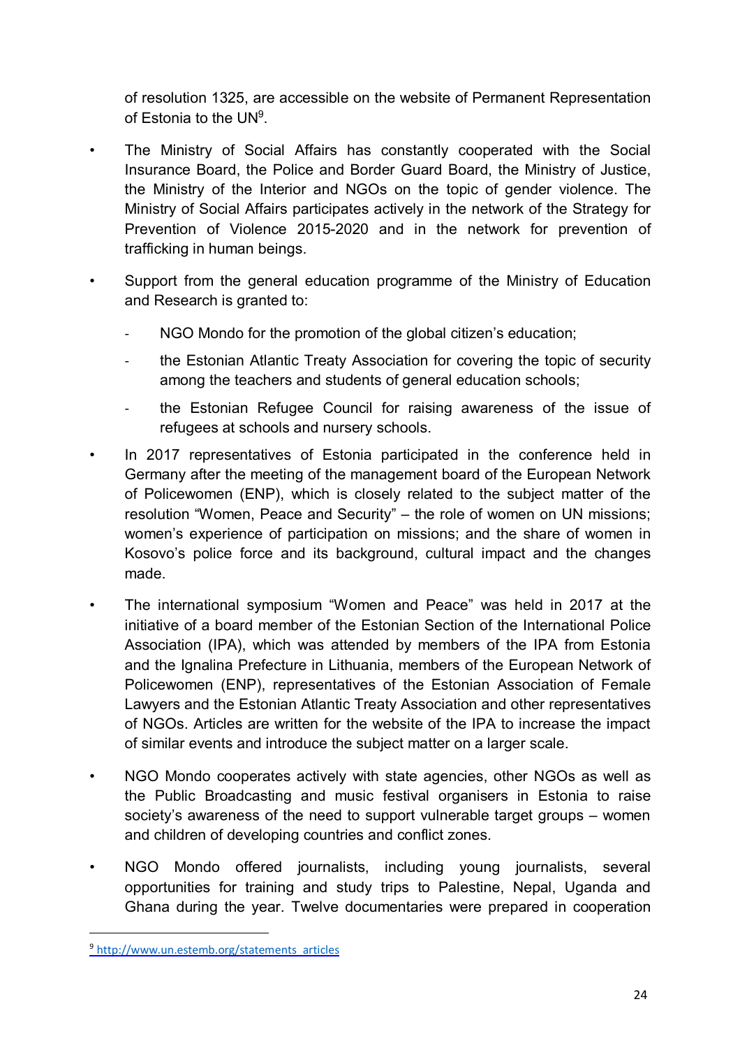of resolution 1325, are accessible on the website of Permanent Representation of Estonia to the UN[9].

- The Ministry of Social Affairs has constantly cooperated with the Social Insurance Board, the Police and Border Guard Board, the Ministry of Justice, the Ministry of the Interior and NGOs on the topic of gender violence. The Ministry of Social Affairs participates actively in the network of the Strategy for Prevention of Violence 2015-2020 and in the network for prevention of trafficking in human beings.

- Support from the general education programme of the Ministry of Education and Research is granted to:
  - NGO Mondo for the promotion of the global citizen's education;
  - the Estonian Atlantic Treaty Association for covering the topic of security among the teachers and students of general education schools;
  - the Estonian Refugee Council for raising awareness of the issue of refugees at schools and nursery schools.

- In 2017 representatives of Estonia participated in the conference held in Germany after the meeting of the management board of the European Network of Policewomen (ENP), which is closely related to the subject matter of the resolution "Women, Peace and Security" – the role of women on UN missions; women's experience of participation on missions; and the share of women in Kosovo's police force and its background, cultural impact and the changes made.

- The international symposium "Women and Peace" was held in 2017 at the initiative of a board member of the Estonian Section of the International Police Association (IPA), which was attended by members of the IPA from Estonia and the Ignalina Prefecture in Lithuania, members of the European Network of Policewomen (ENP), representatives of the Estonian Association of Female Lawyers and the Estonian Atlantic Treaty Association and other representatives of NGOs. Articles are written for the website of the IPA to increase the impact of similar events and introduce the subject matter on a larger scale.

- NGO Mondo cooperates actively with state agencies, other NGOs as well as the Public Broadcasting and music festival organisers in Estonia to raise society's awareness of the need to support vulnerable target groups – women and children of developing countries and conflict zones.

- NGO Mondo offered journalists, including young journalists, several opportunities for training and study trips to Palestine, Nepal, Uganda and Ghana during the year. Twelve documentaries were prepared in cooperation

---

[9] http://www.un.estemb.org/statements_articles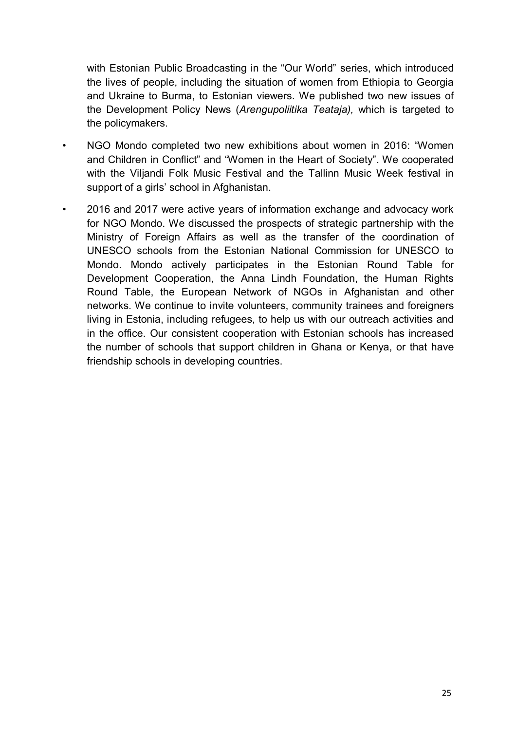with Estonian Public Broadcasting in the "Our World" series, which introduced the lives of people, including the situation of women from Ethiopia to Georgia and Ukraine to Burma, to Estonian viewers. We published two new issues of the Development Policy News (*Arengupoliitika Teataja),* which is targeted to the policymakers.

- NGO Mondo completed two new exhibitions about women in 2016: "Women and Children in Conflict" and "Women in the Heart of Society". We cooperated with the Viljandi Folk Music Festival and the Tallinn Music Week festival in support of a girls' school in Afghanistan.
- 2016 and 2017 were active years of information exchange and advocacy work for NGO Mondo. We discussed the prospects of strategic partnership with the Ministry of Foreign Affairs as well as the transfer of the coordination of UNESCO schools from the Estonian National Commission for UNESCO to Mondo. Mondo actively participates in the Estonian Round Table for Development Cooperation, the Anna Lindh Foundation, the Human Rights Round Table, the European Network of NGOs in Afghanistan and other networks. We continue to invite volunteers, community trainees and foreigners living in Estonia, including refugees, to help us with our outreach activities and in the office. Our consistent cooperation with Estonian schools has increased the number of schools that support children in Ghana or Kenya, or that have friendship schools in developing countries.